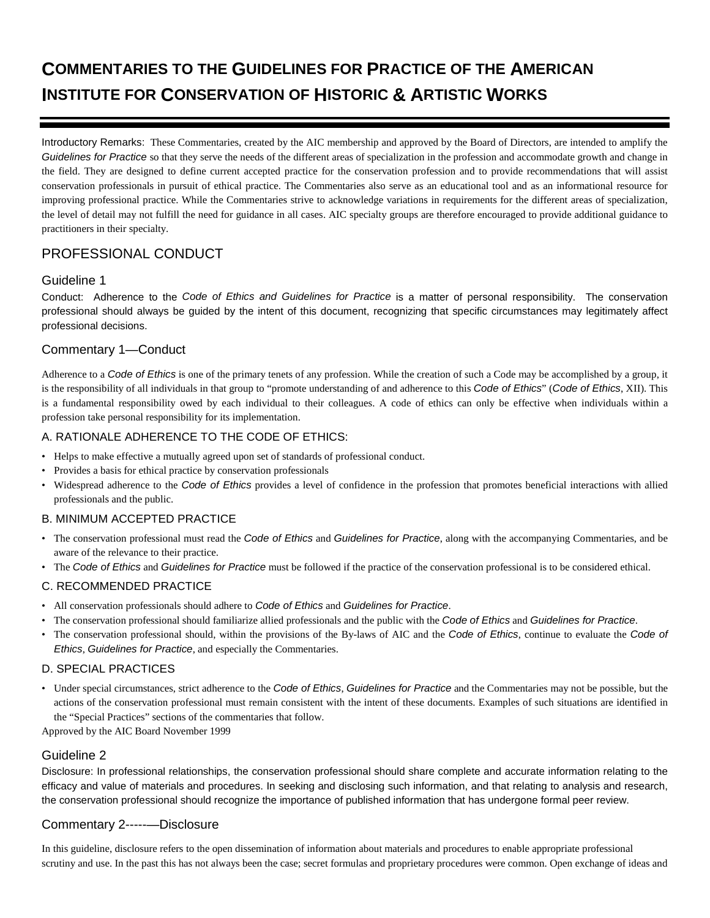# COMMENTARIES TO THE GUIDELINES FOR PRACTICE OF THE AMERICAN INSTITUTE FOR CONSERVATION OF HISTORIC & ARTISTIC WORKS

Introductory Remarks: These Commentaries, created by the AIC membership and approved by the Board of Directors, are intended to amplify the *Guidelines for Practice* so that they serve the needs of the different areas of specialization in the profession and accommodate growth and change in the field. They are designed to define current accepted practice for the conservation profession and to provide recommendations that will assist conservation professionals in pursuit of ethical practice. The Commentaries also serve as an educational tool and as an informational resource for improving professional practice. While the Commentaries strive to acknowledge variations in requirements for the different areas of specialization, the level of detail may not fulfill the need for guidance in all cases. AIC specialty groups are therefore encouraged to provide additional guidance to practitioners in their specialty.

## PROFESSIONAL CONDUCT

### Guideline 1

Conduct: Adherence to the *Code of Ethics and Guidelines for Practice* is a matter of personal responsibility. The conservation professional should always be guided by the intent of this document, recognizing that specific circumstances may legitimately affect professional decisions.

### Commentary 1—Conduct

Adherence to a *Code of Ethics* is one of the primary tenets of any profession. While the creation of such a Code may be accomplished by a group, it is the responsibility of all individuals in that group to "promote understanding of and adherence to this *Code of Ethics*" (*Code of Ethics*, XII). This is a fundamental responsibility owed by each individual to their colleagues. A code of ethics can only be effective when individuals within a profession take personal responsibility for its implementation.

#### A. RATIONALE ADHERENCE TO THE CODE OF ETHICS:

- Helps to make effective a mutually agreed upon set of standards of professional conduct.
- Provides a basis for ethical practice by conservation professionals
- Widespread adherence to the *Code of Ethics* provides a level of confidence in the profession that promotes beneficial interactions with allied professionals and the public.

#### B. MINIMUM ACCEPTED PRACTICE

- The conservation professional must read the *Code of Ethics* and *Guidelines for Practice*, along with the accompanying Commentaries, and be aware of the relevance to their practice.
- The *Code of Ethics* and *Guidelines for Practice* must be followed if the practice of the conservation professional is to be considered ethical.

#### C. RECOMMENDED PRACTICE

- All conservation professionals should adhere to *Code of Ethics* and *Guidelines for Practice*.
- The conservation professional should familiarize allied professionals and the public with the *Code of Ethics* and *Guidelines for Practice*.
- The conservation professional should, within the provisions of the By-laws of AIC and the *Code of Ethics*, continue to evaluate the *Code of Ethics*, *Guidelines for Practice*, and especially the Commentaries.

#### D. SPECIAL PRACTICES

- Under special circumstances, strict adherence to the *Code of Ethics*, *Guidelines for Practice* and the Commentaries may not be possible, but the actions of the conservation professional must remain consistent with the intent of these documents. Examples of such situations are identified in the "Special Practices" sections of the commentaries that follow.

Approved by the AIC Board November 1999

### Guideline 2

Disclosure: In professional relationships, the conservation professional should share complete and accurate information relating to the efficacy and value of materials and procedures. In seeking and disclosing such information, and that relating to analysis and research, the conservation professional should recognize the importance of published information that has undergone formal peer review.

### Commentary 2-----—Disclosure

In this guideline, disclosure refers to the open dissemination of information about materials and procedures to enable appropriate professional scrutiny and use. In the past this has not always been the case; secret formulas and proprietary procedures were common. Open exchange of ideas and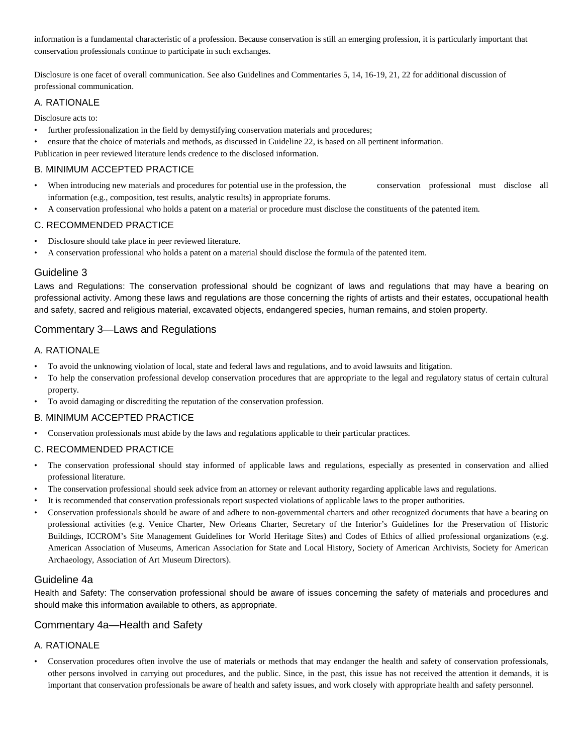information is a fundamental characteristic of a profession. Because conservation is still an emerging profession, it is particularly important that conservation professionals continue to participate in such exchanges.

Disclosure is one facet of overall communication. See also Guidelines and Commentaries 5, 14, 16-19, 21, 22 for additional discussion of professional communication.

### A. RATIONALE

Disclosure acts to:

- further professionalization in the field by demystifying conservation materials and procedures;
- ensure that the choice of materials and methods, as discussed in Guideline 22, is based on all pertinent information.

Publication in peer reviewed literature lends credence to the disclosed information.

### B. MINIMUM ACCEPTED PRACTICE

- When introducing new materials and procedures for potential use in the profession, the conservation professional must disclose all information (e.g., composition, test results, analytic results) in appropriate forums.
- A conservation professional who holds a patent on a material or procedure must disclose the constituents of the patented item.

### C. RECOMMENDED PRACTICE

- Disclosure should take place in peer reviewed literature.
- A conservation professional who holds a patent on a material should disclose the formula of the patented item.

## Guideline 3

Laws and Regulations: The conservation professional should be cognizant of laws and regulations that may have a bearing on professional activity. Among these laws and regulations are those concerning the rights of artists and their estates, occupational health and safety, sacred and religious material, excavated objects, endangered species, human remains, and stolen property.

## Commentary 3—Laws and Regulations

### A. RATIONALE

- To avoid the unknowing violation of local, state and federal laws and regulations, and to avoid lawsuits and litigation.
- To help the conservation professional develop conservation procedures that are appropriate to the legal and regulatory status of certain cultural property.
- To avoid damaging or discrediting the reputation of the conservation profession.

### B. MINIMUM ACCEPTED PRACTICE

- Conservation professionals must abide by the laws and regulations applicable to their particular practices.

### C. RECOMMENDED PRACTICE

- The conservation professional should stay informed of applicable laws and regulations, especially as presented in conservation and allied professional literature.
- The conservation professional should seek advice from an attorney or relevant authority regarding applicable laws and regulations.
- It is recommended that conservation professionals report suspected violations of applicable laws to the proper authorities.
- Conservation professionals should be aware of and adhere to non-governmental charters and other recognized documents that have a bearing on professional activities (e.g. Venice Charter, New Orleans Charter, Secretary of the Interior's Guidelines for the Preservation of Historic Buildings, ICCROM's Site Management Guidelines for World Heritage Sites) and Codes of Ethics of allied professional organizations (e.g. American Association of Museums, American Association for State and Local History, Society of American Archivists, Society for American Archaeology, Association of Art Museum Directors).

## Guideline 4a

Health and Safety: The conservation professional should be aware of issues concerning the safety of materials and procedures and should make this information available to others, as appropriate.

## Commentary 4a—Health and Safety

### A. RATIONALE

- Conservation procedures often involve the use of materials or methods that may endanger the health and safety of conservation professionals, other persons involved in carrying out procedures, and the public. Since, in the past, this issue has not received the attention it demands, it is important that conservation professionals be aware of health and safety issues, and work closely with appropriate health and safety personnel.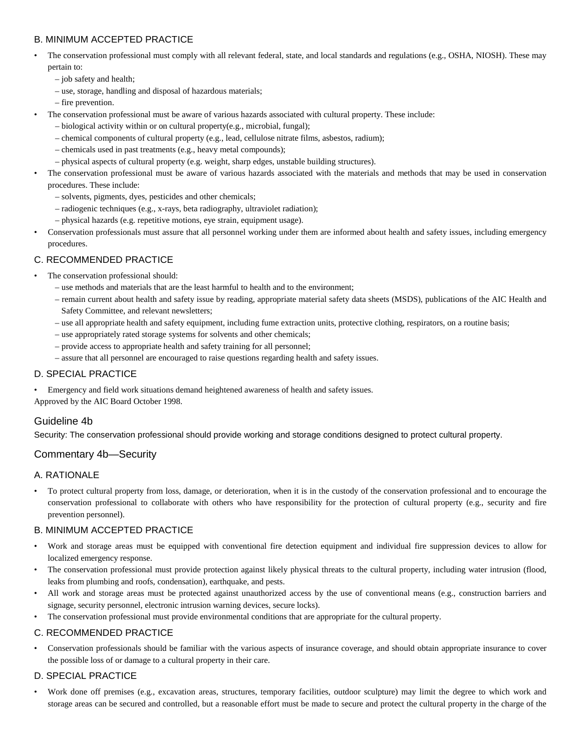### B. MINIMUM ACCEPTED PRACTICE

- The conservation professional must comply with all relevant federal, state, and local standards and regulations (e.g., OSHA, NIOSH). These may pertain to:
  - – job safety and health;
  - – use, storage, handling and disposal of hazardous materials;
  - – fire prevention.
- The conservation professional must be aware of various hazards associated with cultural property. These include:
  - – biological activity within or on cultural property(e.g., microbial, fungal);
  - – chemical components of cultural property (e.g., lead, cellulose nitrate films, asbestos, radium);
  - – chemicals used in past treatments (e.g., heavy metal compounds);
  - – physical aspects of cultural property (e.g. weight, sharp edges, unstable building structures).
- The conservation professional must be aware of various hazards associated with the materials and methods that may be used in conservation procedures. These include:
  - – solvents, pigments, dyes, pesticides and other chemicals;
  - – radiogenic techniques (e.g., x-rays, beta radiography, ultraviolet radiation);
  - – physical hazards (e.g. repetitive motions, eye strain, equipment usage).
- Conservation professionals must assure that all personnel working under them are informed about health and safety issues, including emergency procedures.

### C. RECOMMENDED PRACTICE

- The conservation professional should:
  - – use methods and materials that are the least harmful to health and to the environment;
  - – remain current about health and safety issue by reading, appropriate material safety data sheets (MSDS), publications of the AIC Health and Safety Committee, and relevant newsletters;
  - – use all appropriate health and safety equipment, including fume extraction units, protective clothing, respirators, on a routine basis;
  - – use appropriately rated storage systems for solvents and other chemicals;
  - – provide access to appropriate health and safety training for all personnel;
  - – assure that all personnel are encouraged to raise questions regarding health and safety issues.

### D. SPECIAL PRACTICE

- Emergency and field work situations demand heightened awareness of health and safety issues.

Approved by the AIC Board October 1998.

## Guideline 4b

Security: The conservation professional should provide working and storage conditions designed to protect cultural property.

## Commentary 4b—Security

### A. RATIONALE

- To protect cultural property from loss, damage, or deterioration, when it is in the custody of the conservation professional and to encourage the conservation professional to collaborate with others who have responsibility for the protection of cultural property (e.g., security and fire prevention personnel).

### B. MINIMUM ACCEPTED PRACTICE

- Work and storage areas must be equipped with conventional fire detection equipment and individual fire suppression devices to allow for localized emergency response.
- The conservation professional must provide protection against likely physical threats to the cultural property, including water intrusion (flood, leaks from plumbing and roofs, condensation), earthquake, and pests.
- All work and storage areas must be protected against unauthorized access by the use of conventional means (e.g., construction barriers and signage, security personnel, electronic intrusion warning devices, secure locks).
- The conservation professional must provide environmental conditions that are appropriate for the cultural property.

### C. RECOMMENDED PRACTICE

- Conservation professionals should be familiar with the various aspects of insurance coverage, and should obtain appropriate insurance to cover the possible loss of or damage to a cultural property in their care.

### D. SPECIAL PRACTICE

- Work done off premises (e.g., excavation areas, structures, temporary facilities, outdoor sculpture) may limit the degree to which work and storage areas can be secured and controlled, but a reasonable effort must be made to secure and protect the cultural property in the charge of the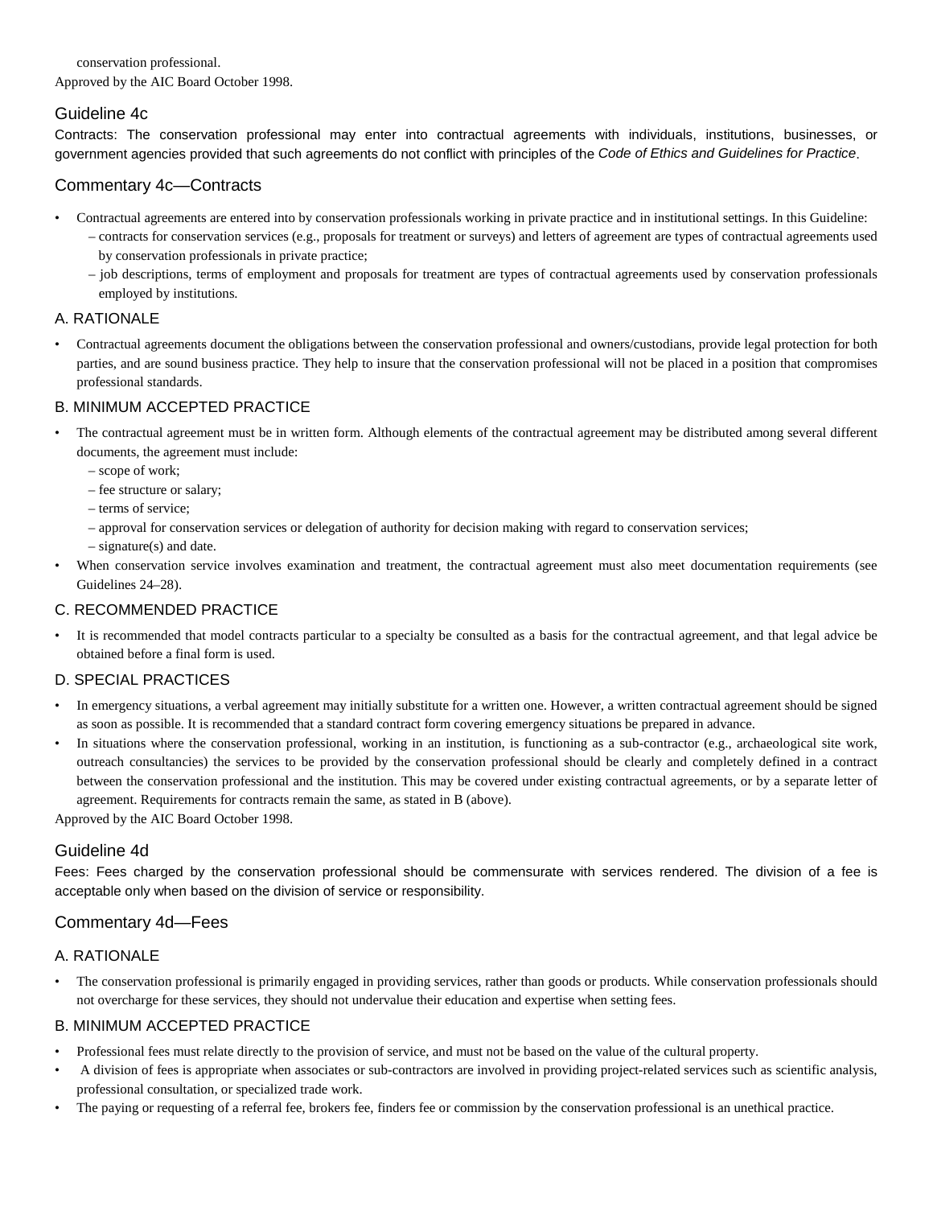conservation professional.

Approved by the AIC Board October 1998.

## Guideline 4c

Contracts: The conservation professional may enter into contractual agreements with individuals, institutions, businesses, or government agencies provided that such agreements do not conflict with principles of the *Code of Ethics and Guidelines for Practice*.

## Commentary 4c—Contracts

- Contractual agreements are entered into by conservation professionals working in private practice and in institutional settings. In this Guideline:
  - contracts for conservation services (e.g., proposals for treatment or surveys) and letters of agreement are types of contractual agreements used by conservation professionals in private practice;
  - job descriptions, terms of employment and proposals for treatment are types of contractual agreements used by conservation professionals employed by institutions.

### A. RATIONALE

- Contractual agreements document the obligations between the conservation professional and owners/custodians, provide legal protection for both parties, and are sound business practice. They help to insure that the conservation professional will not be placed in a position that compromises professional standards.

### B. MINIMUM ACCEPTED PRACTICE

- The contractual agreement must be in written form. Although elements of the contractual agreement may be distributed among several different documents, the agreement must include:
  - scope of work;
  - fee structure or salary;
  - terms of service;
  - approval for conservation services or delegation of authority for decision making with regard to conservation services;
  - signature(s) and date.
- When conservation service involves examination and treatment, the contractual agreement must also meet documentation requirements (see Guidelines 24–28).

### C. RECOMMENDED PRACTICE

- It is recommended that model contracts particular to a specialty be consulted as a basis for the contractual agreement, and that legal advice be obtained before a final form is used.

### D. SPECIAL PRACTICES

- In emergency situations, a verbal agreement may initially substitute for a written one. However, a written contractual agreement should be signed as soon as possible. It is recommended that a standard contract form covering emergency situations be prepared in advance.
- In situations where the conservation professional, working in an institution, is functioning as a sub-contractor (e.g., archaeological site work, outreach consultancies) the services to be provided by the conservation professional should be clearly and completely defined in a contract between the conservation professional and the institution. This may be covered under existing contractual agreements, or by a separate letter of agreement. Requirements for contracts remain the same, as stated in B (above).

Approved by the AIC Board October 1998.

## Guideline 4d

Fees: Fees charged by the conservation professional should be commensurate with services rendered. The division of a fee is acceptable only when based on the division of service or responsibility.

## Commentary 4d—Fees

### A. RATIONALE

- The conservation professional is primarily engaged in providing services, rather than goods or products. While conservation professionals should not overcharge for these services, they should not undervalue their education and expertise when setting fees.

### B. MINIMUM ACCEPTED PRACTICE

- Professional fees must relate directly to the provision of service, and must not be based on the value of the cultural property.
- A division of fees is appropriate when associates or sub-contractors are involved in providing project-related services such as scientific analysis, professional consultation, or specialized trade work.
- The paying or requesting of a referral fee, brokers fee, finders fee or commission by the conservation professional is an unethical practice.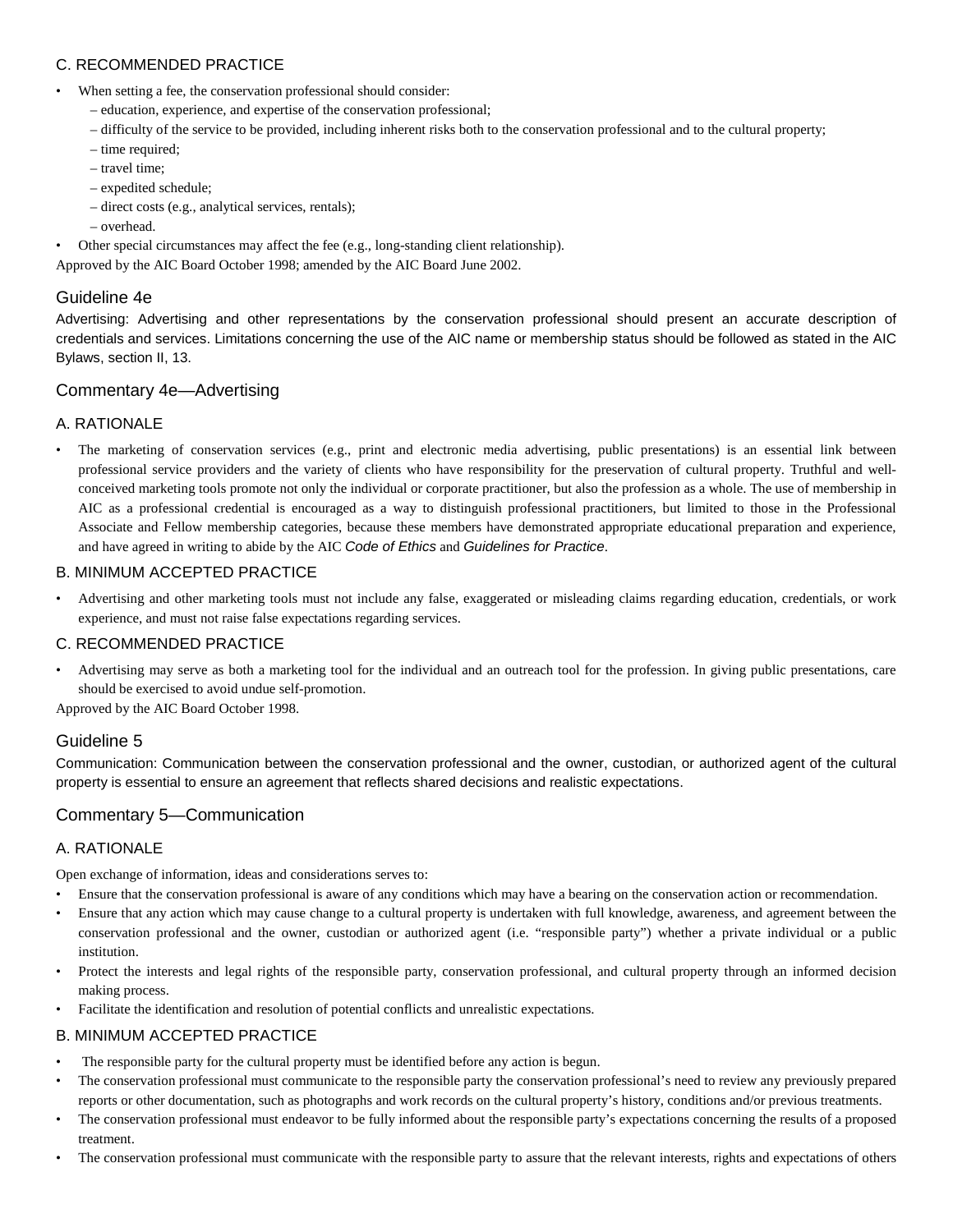### C. RECOMMENDED PRACTICE

- When setting a fee, the conservation professional should consider:
  - – education, experience, and expertise of the conservation professional;
  - – difficulty of the service to be provided, including inherent risks both to the conservation professional and to the cultural property;
  - – time required;
  - – travel time;
  - – expedited schedule;
  - – direct costs (e.g., analytical services, rentals);
  - – overhead.
- Other special circumstances may affect the fee (e.g., long-standing client relationship).

Approved by the AIC Board October 1998; amended by the AIC Board June 2002.

## Guideline 4e

Advertising: Advertising and other representations by the conservation professional should present an accurate description of credentials and services. Limitations concerning the use of the AIC name or membership status should be followed as stated in the AIC Bylaws, section II, 13.

## Commentary 4e—Advertising

### A. RATIONALE

- The marketing of conservation services (e.g., print and electronic media advertising, public presentations) is an essential link between professional service providers and the variety of clients who have responsibility for the preservation of cultural property. Truthful and well-conceived marketing tools promote not only the individual or corporate practitioner, but also the profession as a whole. The use of membership in AIC as a professional credential is encouraged as a way to distinguish professional practitioners, but limited to those in the Professional Associate and Fellow membership categories, because these members have demonstrated appropriate educational preparation and experience, and have agreed in writing to abide by the AIC *Code of Ethics* and *Guidelines for Practice*.

### B. MINIMUM ACCEPTED PRACTICE

- Advertising and other marketing tools must not include any false, exaggerated or misleading claims regarding education, credentials, or work experience, and must not raise false expectations regarding services.

### C. RECOMMENDED PRACTICE

- Advertising may serve as both a marketing tool for the individual and an outreach tool for the profession. In giving public presentations, care should be exercised to avoid undue self-promotion.

Approved by the AIC Board October 1998.

## Guideline 5

Communication: Communication between the conservation professional and the owner, custodian, or authorized agent of the cultural property is essential to ensure an agreement that reflects shared decisions and realistic expectations.

## Commentary 5—Communication

### A. RATIONALE

Open exchange of information, ideas and considerations serves to:

- Ensure that the conservation professional is aware of any conditions which may have a bearing on the conservation action or recommendation.
- Ensure that any action which may cause change to a cultural property is undertaken with full knowledge, awareness, and agreement between the conservation professional and the owner, custodian or authorized agent (i.e. "responsible party") whether a private individual or a public institution.
- Protect the interests and legal rights of the responsible party, conservation professional, and cultural property through an informed decision making process.
- Facilitate the identification and resolution of potential conflicts and unrealistic expectations.

### B. MINIMUM ACCEPTED PRACTICE

- The responsible party for the cultural property must be identified before any action is begun.
- The conservation professional must communicate to the responsible party the conservation professional's need to review any previously prepared reports or other documentation, such as photographs and work records on the cultural property's history, conditions and/or previous treatments.
- The conservation professional must endeavor to be fully informed about the responsible party's expectations concerning the results of a proposed treatment.
- The conservation professional must communicate with the responsible party to assure that the relevant interests, rights and expectations of others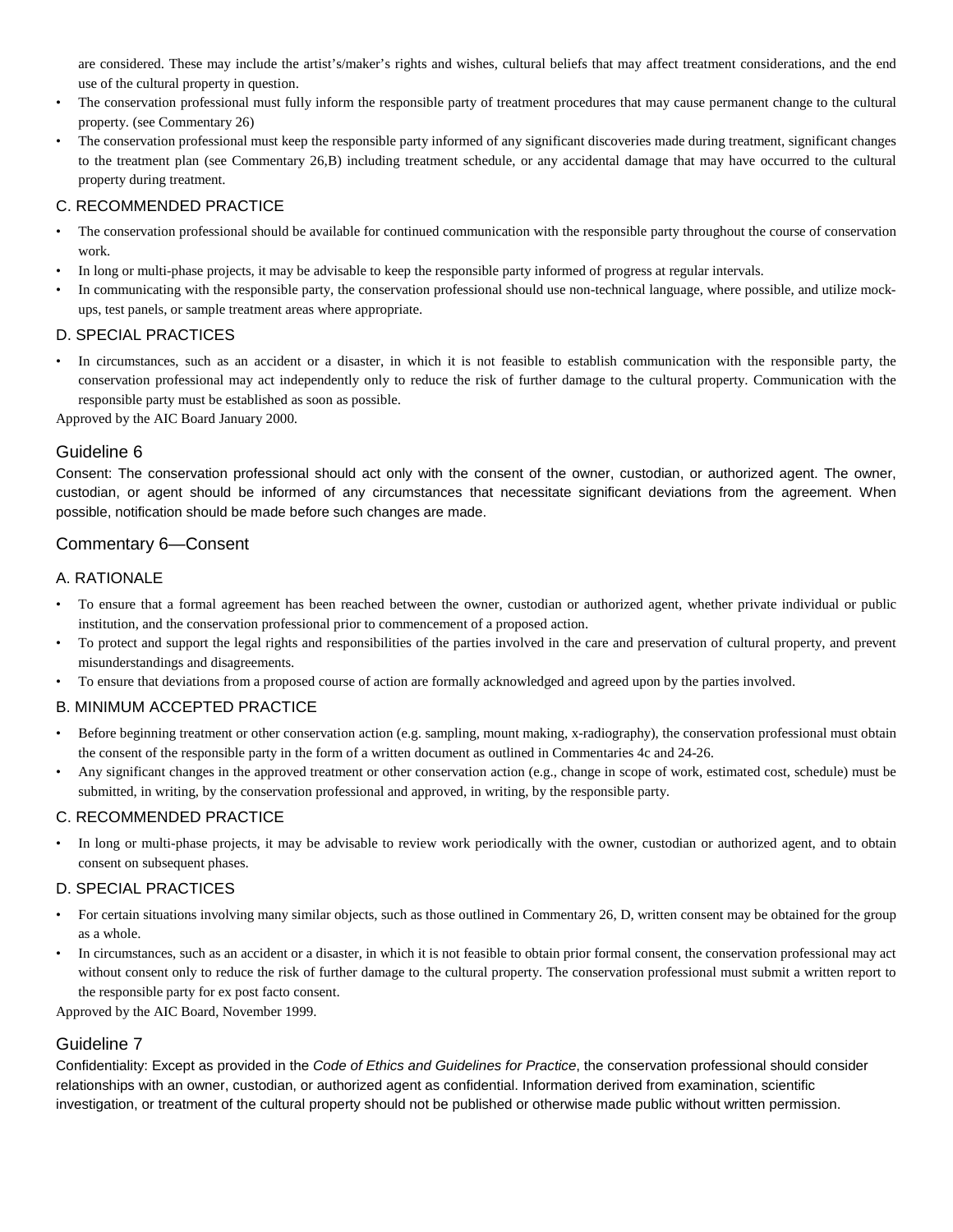are considered. These may include the artist's/maker's rights and wishes, cultural beliefs that may affect treatment considerations, and the end use of the cultural property in question.

- The conservation professional must fully inform the responsible party of treatment procedures that may cause permanent change to the cultural property. (see Commentary 26)
- The conservation professional must keep the responsible party informed of any significant discoveries made during treatment, significant changes to the treatment plan (see Commentary 26,B) including treatment schedule, or any accidental damage that may have occurred to the cultural property during treatment.

### C. RECOMMENDED PRACTICE

- The conservation professional should be available for continued communication with the responsible party throughout the course of conservation work.
- In long or multi-phase projects, it may be advisable to keep the responsible party informed of progress at regular intervals.
- In communicating with the responsible party, the conservation professional should use non-technical language, where possible, and utilize mock-ups, test panels, or sample treatment areas where appropriate.

### D. SPECIAL PRACTICES

- In circumstances, such as an accident or a disaster, in which it is not feasible to establish communication with the responsible party, the conservation professional may act independently only to reduce the risk of further damage to the cultural property. Communication with the responsible party must be established as soon as possible.

Approved by the AIC Board January 2000.

## Guideline 6

Consent: The conservation professional should act only with the consent of the owner, custodian, or authorized agent. The owner, custodian, or agent should be informed of any circumstances that necessitate significant deviations from the agreement. When possible, notification should be made before such changes are made.

## Commentary 6—Consent

### A. RATIONALE

- To ensure that a formal agreement has been reached between the owner, custodian or authorized agent, whether private individual or public institution, and the conservation professional prior to commencement of a proposed action.
- To protect and support the legal rights and responsibilities of the parties involved in the care and preservation of cultural property, and prevent misunderstandings and disagreements.
- To ensure that deviations from a proposed course of action are formally acknowledged and agreed upon by the parties involved.

### B. MINIMUM ACCEPTED PRACTICE

- Before beginning treatment or other conservation action (e.g. sampling, mount making, x-radiography), the conservation professional must obtain the consent of the responsible party in the form of a written document as outlined in Commentaries 4c and 24-26.
- Any significant changes in the approved treatment or other conservation action (e.g., change in scope of work, estimated cost, schedule) must be submitted, in writing, by the conservation professional and approved, in writing, by the responsible party.

### C. RECOMMENDED PRACTICE

- In long or multi-phase projects, it may be advisable to review work periodically with the owner, custodian or authorized agent, and to obtain consent on subsequent phases.

### D. SPECIAL PRACTICES

- For certain situations involving many similar objects, such as those outlined in Commentary 26, D, written consent may be obtained for the group as a whole.
- In circumstances, such as an accident or a disaster, in which it is not feasible to obtain prior formal consent, the conservation professional may act without consent only to reduce the risk of further damage to the cultural property. The conservation professional must submit a written report to the responsible party for ex post facto consent.

Approved by the AIC Board, November 1999.

## Guideline 7

Confidentiality: Except as provided in the *Code of Ethics and Guidelines for Practice*, the conservation professional should consider relationships with an owner, custodian, or authorized agent as confidential. Information derived from examination, scientific investigation, or treatment of the cultural property should not be published or otherwise made public without written permission.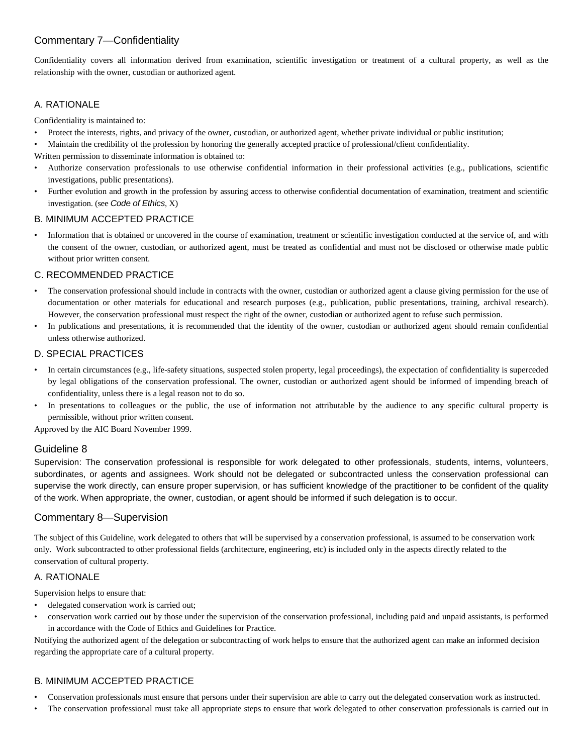## Commentary 7—Confidentiality

Confidentiality covers all information derived from examination, scientific investigation or treatment of a cultural property, as well as the relationship with the owner, custodian or authorized agent.

### A. RATIONALE

Confidentiality is maintained to:

- Protect the interests, rights, and privacy of the owner, custodian, or authorized agent, whether private individual or public institution;
- Maintain the credibility of the profession by honoring the generally accepted practice of professional/client confidentiality.

Written permission to disseminate information is obtained to:

- Authorize conservation professionals to use otherwise confidential information in their professional activities (e.g., publications, scientific investigations, public presentations).
- Further evolution and growth in the profession by assuring access to otherwise confidential documentation of examination, treatment and scientific investigation. (see *Code of Ethics*, X)

### B. MINIMUM ACCEPTED PRACTICE

- Information that is obtained or uncovered in the course of examination, treatment or scientific investigation conducted at the service of, and with the consent of the owner, custodian, or authorized agent, must be treated as confidential and must not be disclosed or otherwise made public without prior written consent.

### C. RECOMMENDED PRACTICE

- The conservation professional should include in contracts with the owner, custodian or authorized agent a clause giving permission for the use of documentation or other materials for educational and research purposes (e.g., publication, public presentations, training, archival research). However, the conservation professional must respect the right of the owner, custodian or authorized agent to refuse such permission.
- In publications and presentations, it is recommended that the identity of the owner, custodian or authorized agent should remain confidential unless otherwise authorized.

### D. SPECIAL PRACTICES

- In certain circumstances (e.g., life-safety situations, suspected stolen property, legal proceedings), the expectation of confidentiality is superceded by legal obligations of the conservation professional. The owner, custodian or authorized agent should be informed of impending breach of confidentiality, unless there is a legal reason not to do so.
- In presentations to colleagues or the public, the use of information not attributable by the audience to any specific cultural property is permissible, without prior written consent.

Approved by the AIC Board November 1999.

## Guideline 8

Supervision: The conservation professional is responsible for work delegated to other professionals, students, interns, volunteers, subordinates, or agents and assignees. Work should not be delegated or subcontracted unless the conservation professional can supervise the work directly, can ensure proper supervision, or has sufficient knowledge of the practitioner to be confident of the quality of the work. When appropriate, the owner, custodian, or agent should be informed if such delegation is to occur.

## Commentary 8—Supervision

The subject of this Guideline, work delegated to others that will be supervised by a conservation professional, is assumed to be conservation work only. Work subcontracted to other professional fields (architecture, engineering, etc) is included only in the aspects directly related to the conservation of cultural property.

### A. RATIONALE

Supervision helps to ensure that:

- delegated conservation work is carried out;
- conservation work carried out by those under the supervision of the conservation professional, including paid and unpaid assistants, is performed in accordance with the Code of Ethics and Guidelines for Practice.

Notifying the authorized agent of the delegation or subcontracting of work helps to ensure that the authorized agent can make an informed decision regarding the appropriate care of a cultural property.

### B. MINIMUM ACCEPTED PRACTICE

- Conservation professionals must ensure that persons under their supervision are able to carry out the delegated conservation work as instructed.
- The conservation professional must take all appropriate steps to ensure that work delegated to other conservation professionals is carried out in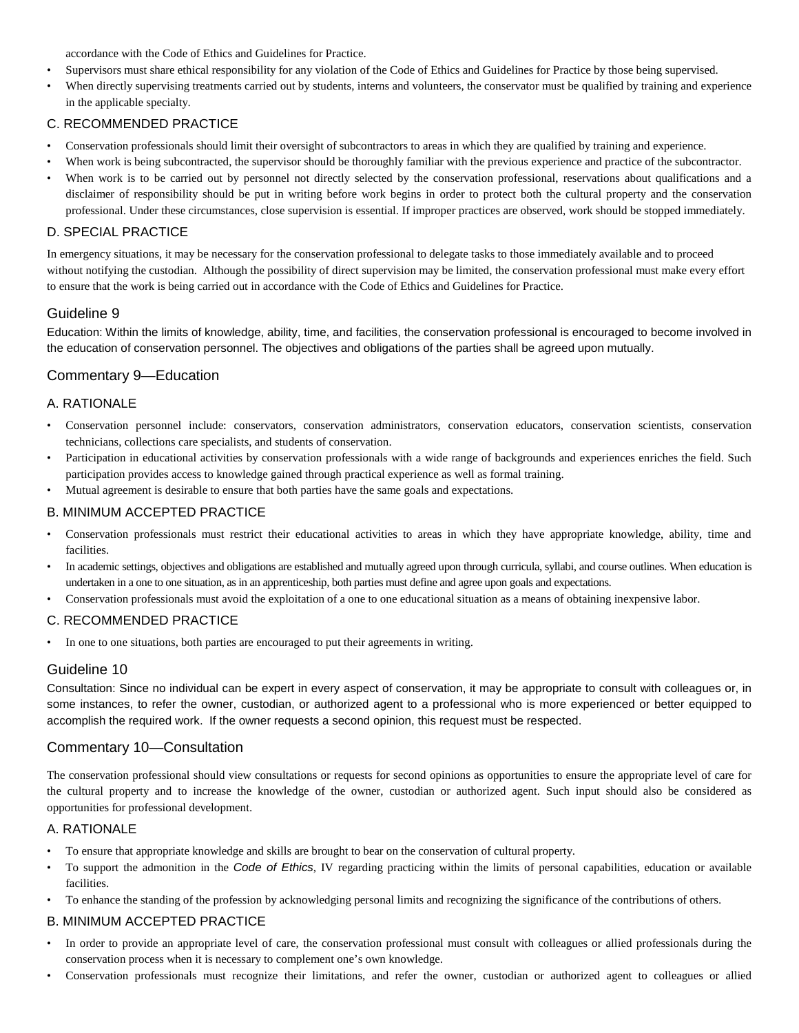accordance with the Code of Ethics and Guidelines for Practice.

- Supervisors must share ethical responsibility for any violation of the Code of Ethics and Guidelines for Practice by those being supervised.
- When directly supervising treatments carried out by students, interns and volunteers, the conservator must be qualified by training and experience in the applicable specialty.

### C. RECOMMENDED PRACTICE

- Conservation professionals should limit their oversight of subcontractors to areas in which they are qualified by training and experience.
- When work is being subcontracted, the supervisor should be thoroughly familiar with the previous experience and practice of the subcontractor.
- When work is to be carried out by personnel not directly selected by the conservation professional, reservations about qualifications and a disclaimer of responsibility should be put in writing before work begins in order to protect both the cultural property and the conservation professional. Under these circumstances, close supervision is essential. If improper practices are observed, work should be stopped immediately.

### D. SPECIAL PRACTICE

In emergency situations, it may be necessary for the conservation professional to delegate tasks to those immediately available and to proceed without notifying the custodian. Although the possibility of direct supervision may be limited, the conservation professional must make every effort to ensure that the work is being carried out in accordance with the Code of Ethics and Guidelines for Practice.

## Guideline 9

Education: Within the limits of knowledge, ability, time, and facilities, the conservation professional is encouraged to become involved in the education of conservation personnel. The objectives and obligations of the parties shall be agreed upon mutually.

## Commentary 9—Education

### A. RATIONALE

- Conservation personnel include: conservators, conservation administrators, conservation educators, conservation scientists, conservation technicians, collections care specialists, and students of conservation.
- Participation in educational activities by conservation professionals with a wide range of backgrounds and experiences enriches the field. Such participation provides access to knowledge gained through practical experience as well as formal training.
- Mutual agreement is desirable to ensure that both parties have the same goals and expectations.

### B. MINIMUM ACCEPTED PRACTICE

- Conservation professionals must restrict their educational activities to areas in which they have appropriate knowledge, ability, time and facilities.
- In academic settings, objectives and obligations are established and mutually agreed upon through curricula, syllabi, and course outlines. When education is undertaken in a one to one situation, as in an apprenticeship, both parties must define and agree upon goals and expectations.
- Conservation professionals must avoid the exploitation of a one to one educational situation as a means of obtaining inexpensive labor.

### C. RECOMMENDED PRACTICE

- In one to one situations, both parties are encouraged to put their agreements in writing.

## Guideline 10

Consultation: Since no individual can be expert in every aspect of conservation, it may be appropriate to consult with colleagues or, in some instances, to refer the owner, custodian, or authorized agent to a professional who is more experienced or better equipped to accomplish the required work. If the owner requests a second opinion, this request must be respected.

## Commentary 10—Consultation

The conservation professional should view consultations or requests for second opinions as opportunities to ensure the appropriate level of care for the cultural property and to increase the knowledge of the owner, custodian or authorized agent. Such input should also be considered as opportunities for professional development.

### A. RATIONALE

- To ensure that appropriate knowledge and skills are brought to bear on the conservation of cultural property.
- To support the admonition in the *Code of Ethics*, IV regarding practicing within the limits of personal capabilities, education or available facilities.
- To enhance the standing of the profession by acknowledging personal limits and recognizing the significance of the contributions of others.

### B. MINIMUM ACCEPTED PRACTICE

- In order to provide an appropriate level of care, the conservation professional must consult with colleagues or allied professionals during the conservation process when it is necessary to complement one's own knowledge.
- Conservation professionals must recognize their limitations, and refer the owner, custodian or authorized agent to colleagues or allied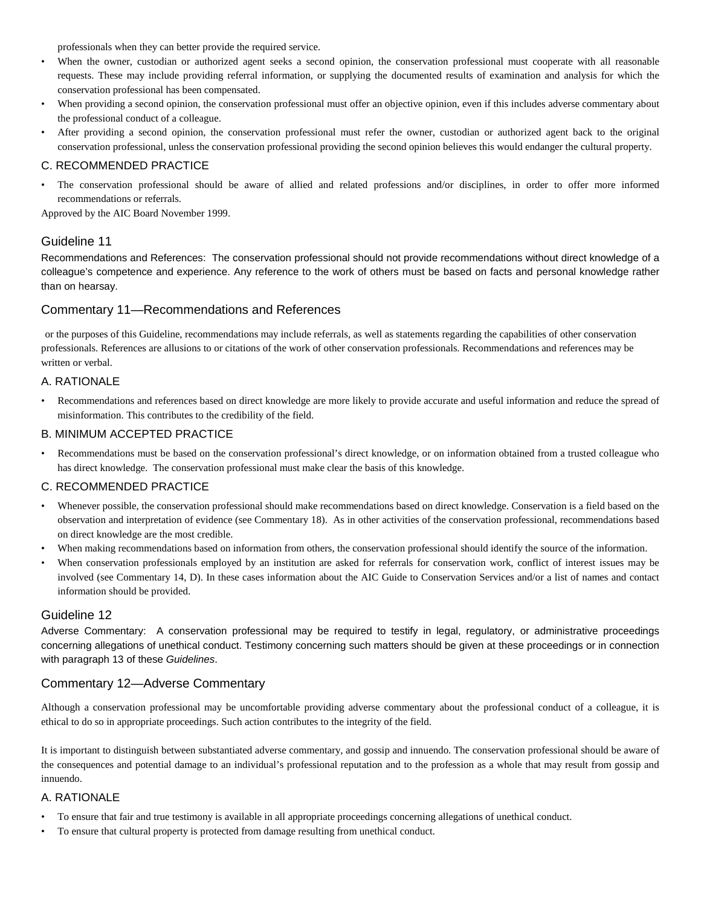professionals when they can better provide the required service.

- When the owner, custodian or authorized agent seeks a second opinion, the conservation professional must cooperate with all reasonable requests. These may include providing referral information, or supplying the documented results of examination and analysis for which the conservation professional has been compensated.
- When providing a second opinion, the conservation professional must offer an objective opinion, even if this includes adverse commentary about the professional conduct of a colleague.
- After providing a second opinion, the conservation professional must refer the owner, custodian or authorized agent back to the original conservation professional, unless the conservation professional providing the second opinion believes this would endanger the cultural property.

### C. RECOMMENDED PRACTICE

- The conservation professional should be aware of allied and related professions and/or disciplines, in order to offer more informed recommendations or referrals.

Approved by the AIC Board November 1999.

## Guideline 11

Recommendations and References: The conservation professional should not provide recommendations without direct knowledge of a colleague's competence and experience. Any reference to the work of others must be based on facts and personal knowledge rather than on hearsay.

## Commentary 11—Recommendations and References

or the purposes of this Guideline, recommendations may include referrals, as well as statements regarding the capabilities of other conservation professionals. References are allusions to or citations of the work of other conservation professionals. Recommendations and references may be written or verbal.

### A. RATIONALE

- Recommendations and references based on direct knowledge are more likely to provide accurate and useful information and reduce the spread of misinformation. This contributes to the credibility of the field.

### B. MINIMUM ACCEPTED PRACTICE

- Recommendations must be based on the conservation professional's direct knowledge, or on information obtained from a trusted colleague who has direct knowledge. The conservation professional must make clear the basis of this knowledge.

### C. RECOMMENDED PRACTICE

- Whenever possible, the conservation professional should make recommendations based on direct knowledge. Conservation is a field based on the observation and interpretation of evidence (see Commentary 18). As in other activities of the conservation professional, recommendations based on direct knowledge are the most credible.
- When making recommendations based on information from others, the conservation professional should identify the source of the information.
- When conservation professionals employed by an institution are asked for referrals for conservation work, conflict of interest issues may be involved (see Commentary 14, D). In these cases information about the AIC Guide to Conservation Services and/or a list of names and contact information should be provided.

## Guideline 12

Adverse Commentary: A conservation professional may be required to testify in legal, regulatory, or administrative proceedings concerning allegations of unethical conduct. Testimony concerning such matters should be given at these proceedings or in connection with paragraph 13 of these *Guidelines*.

## Commentary 12—Adverse Commentary

Although a conservation professional may be uncomfortable providing adverse commentary about the professional conduct of a colleague, it is ethical to do so in appropriate proceedings. Such action contributes to the integrity of the field.

It is important to distinguish between substantiated adverse commentary, and gossip and innuendo. The conservation professional should be aware of the consequences and potential damage to an individual's professional reputation and to the profession as a whole that may result from gossip and innuendo.

### A. RATIONALE

- To ensure that fair and true testimony is available in all appropriate proceedings concerning allegations of unethical conduct.
- To ensure that cultural property is protected from damage resulting from unethical conduct.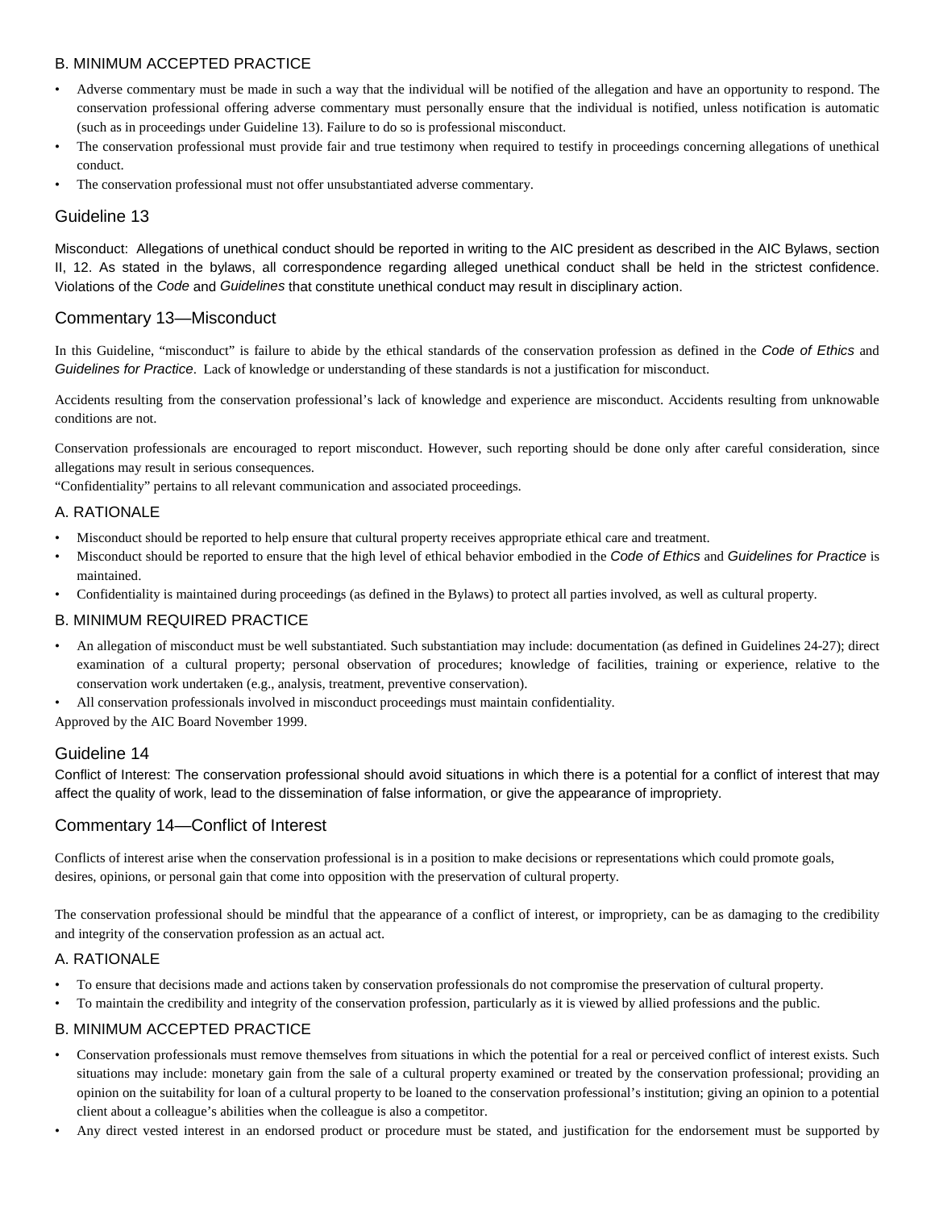### B. MINIMUM ACCEPTED PRACTICE

- Adverse commentary must be made in such a way that the individual will be notified of the allegation and have an opportunity to respond. The conservation professional offering adverse commentary must personally ensure that the individual is notified, unless notification is automatic (such as in proceedings under Guideline 13). Failure to do so is professional misconduct.
- The conservation professional must provide fair and true testimony when required to testify in proceedings concerning allegations of unethical conduct.
- The conservation professional must not offer unsubstantiated adverse commentary.

## Guideline 13

Misconduct: Allegations of unethical conduct should be reported in writing to the AIC president as described in the AIC Bylaws, section II, 12. As stated in the bylaws, all correspondence regarding alleged unethical conduct shall be held in the strictest confidence. Violations of the *Code* and *Guidelines* that constitute unethical conduct may result in disciplinary action.

## Commentary 13—Misconduct

In this Guideline, "misconduct" is failure to abide by the ethical standards of the conservation profession as defined in the *Code of Ethics* and *Guidelines for Practice*. Lack of knowledge or understanding of these standards is not a justification for misconduct.

Accidents resulting from the conservation professional's lack of knowledge and experience are misconduct. Accidents resulting from unknowable conditions are not.

Conservation professionals are encouraged to report misconduct. However, such reporting should be done only after careful consideration, since allegations may result in serious consequences.
"Confidentiality" pertains to all relevant communication and associated proceedings.

### A. RATIONALE

- Misconduct should be reported to help ensure that cultural property receives appropriate ethical care and treatment.
- Misconduct should be reported to ensure that the high level of ethical behavior embodied in the *Code of Ethics* and *Guidelines for Practice* is maintained.
- Confidentiality is maintained during proceedings (as defined in the Bylaws) to protect all parties involved, as well as cultural property.

### B. MINIMUM REQUIRED PRACTICE

- An allegation of misconduct must be well substantiated. Such substantiation may include: documentation (as defined in Guidelines 24-27); direct examination of a cultural property; personal observation of procedures; knowledge of facilities, training or experience, relative to the conservation work undertaken (e.g., analysis, treatment, preventive conservation).
- All conservation professionals involved in misconduct proceedings must maintain confidentiality.

Approved by the AIC Board November 1999.

## Guideline 14

Conflict of Interest: The conservation professional should avoid situations in which there is a potential for a conflict of interest that may affect the quality of work, lead to the dissemination of false information, or give the appearance of impropriety.

## Commentary 14—Conflict of Interest

Conflicts of interest arise when the conservation professional is in a position to make decisions or representations which could promote goals, desires, opinions, or personal gain that come into opposition with the preservation of cultural property.

The conservation professional should be mindful that the appearance of a conflict of interest, or impropriety, can be as damaging to the credibility and integrity of the conservation profession as an actual act.

### A. RATIONALE

- To ensure that decisions made and actions taken by conservation professionals do not compromise the preservation of cultural property.
- To maintain the credibility and integrity of the conservation profession, particularly as it is viewed by allied professions and the public.

### B. MINIMUM ACCEPTED PRACTICE

- Conservation professionals must remove themselves from situations in which the potential for a real or perceived conflict of interest exists. Such situations may include: monetary gain from the sale of a cultural property examined or treated by the conservation professional; providing an opinion on the suitability for loan of a cultural property to be loaned to the conservation professional's institution; giving an opinion to a potential client about a colleague's abilities when the colleague is also a competitor.
- Any direct vested interest in an endorsed product or procedure must be stated, and justification for the endorsement must be supported by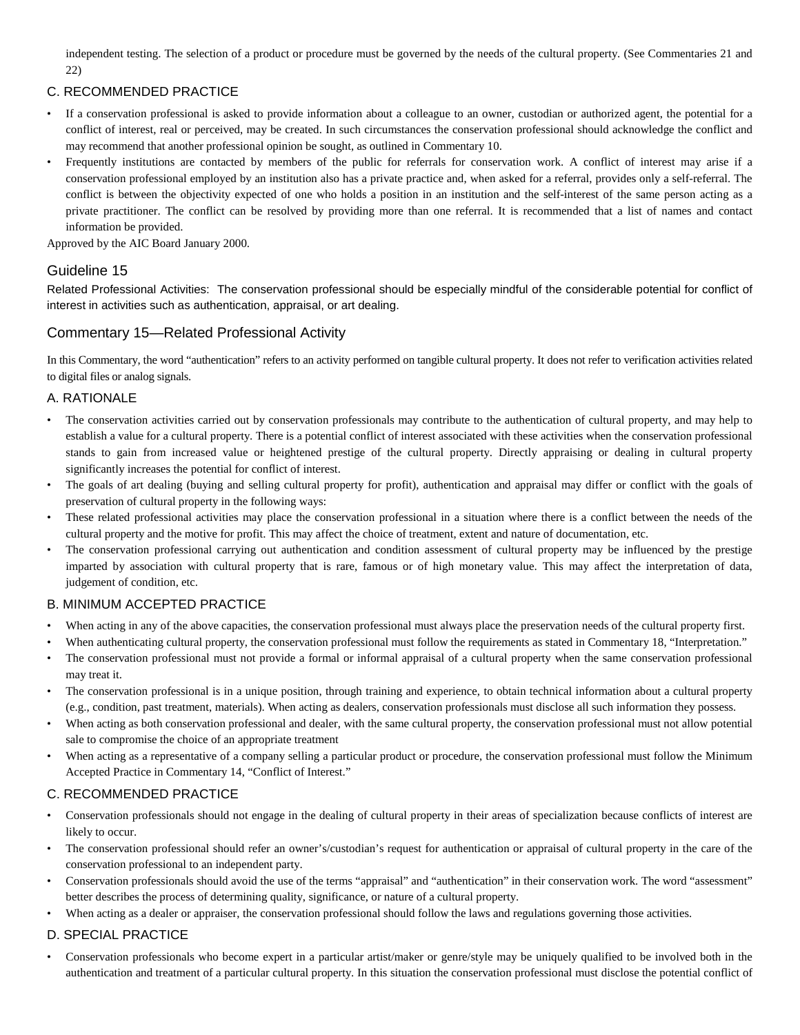independent testing. The selection of a product or procedure must be governed by the needs of the cultural property. (See Commentaries 21 and 22)

### C. RECOMMENDED PRACTICE

- If a conservation professional is asked to provide information about a colleague to an owner, custodian or authorized agent, the potential for a conflict of interest, real or perceived, may be created. In such circumstances the conservation professional should acknowledge the conflict and may recommend that another professional opinion be sought, as outlined in Commentary 10.
- Frequently institutions are contacted by members of the public for referrals for conservation work. A conflict of interest may arise if a conservation professional employed by an institution also has a private practice and, when asked for a referral, provides only a self-referral. The conflict is between the objectivity expected of one who holds a position in an institution and the self-interest of the same person acting as a private practitioner. The conflict can be resolved by providing more than one referral. It is recommended that a list of names and contact information be provided.

Approved by the AIC Board January 2000.

## Guideline 15

Related Professional Activities: The conservation professional should be especially mindful of the considerable potential for conflict of interest in activities such as authentication, appraisal, or art dealing.

## Commentary 15—Related Professional Activity

In this Commentary, the word "authentication" refers to an activity performed on tangible cultural property. It does not refer to verification activities related to digital files or analog signals.

### A. RATIONALE

- The conservation activities carried out by conservation professionals may contribute to the authentication of cultural property, and may help to establish a value for a cultural property. There is a potential conflict of interest associated with these activities when the conservation professional stands to gain from increased value or heightened prestige of the cultural property. Directly appraising or dealing in cultural property significantly increases the potential for conflict of interest.
- The goals of art dealing (buying and selling cultural property for profit), authentication and appraisal may differ or conflict with the goals of preservation of cultural property in the following ways:
- These related professional activities may place the conservation professional in a situation where there is a conflict between the needs of the cultural property and the motive for profit. This may affect the choice of treatment, extent and nature of documentation, etc.
- The conservation professional carrying out authentication and condition assessment of cultural property may be influenced by the prestige imparted by association with cultural property that is rare, famous or of high monetary value. This may affect the interpretation of data, judgement of condition, etc.

### B. MINIMUM ACCEPTED PRACTICE

- When acting in any of the above capacities, the conservation professional must always place the preservation needs of the cultural property first.
- When authenticating cultural property, the conservation professional must follow the requirements as stated in Commentary 18, "Interpretation."
- The conservation professional must not provide a formal or informal appraisal of a cultural property when the same conservation professional may treat it.
- The conservation professional is in a unique position, through training and experience, to obtain technical information about a cultural property (e.g., condition, past treatment, materials). When acting as dealers, conservation professionals must disclose all such information they possess.
- When acting as both conservation professional and dealer, with the same cultural property, the conservation professional must not allow potential sale to compromise the choice of an appropriate treatment
- When acting as a representative of a company selling a particular product or procedure, the conservation professional must follow the Minimum Accepted Practice in Commentary 14, "Conflict of Interest."

### C. RECOMMENDED PRACTICE

- Conservation professionals should not engage in the dealing of cultural property in their areas of specialization because conflicts of interest are likely to occur.
- The conservation professional should refer an owner's/custodian's request for authentication or appraisal of cultural property in the care of the conservation professional to an independent party.
- Conservation professionals should avoid the use of the terms "appraisal" and "authentication" in their conservation work. The word "assessment" better describes the process of determining quality, significance, or nature of a cultural property.
- When acting as a dealer or appraiser, the conservation professional should follow the laws and regulations governing those activities.

### D. SPECIAL PRACTICE

- Conservation professionals who become expert in a particular artist/maker or genre/style may be uniquely qualified to be involved both in the authentication and treatment of a particular cultural property. In this situation the conservation professional must disclose the potential conflict of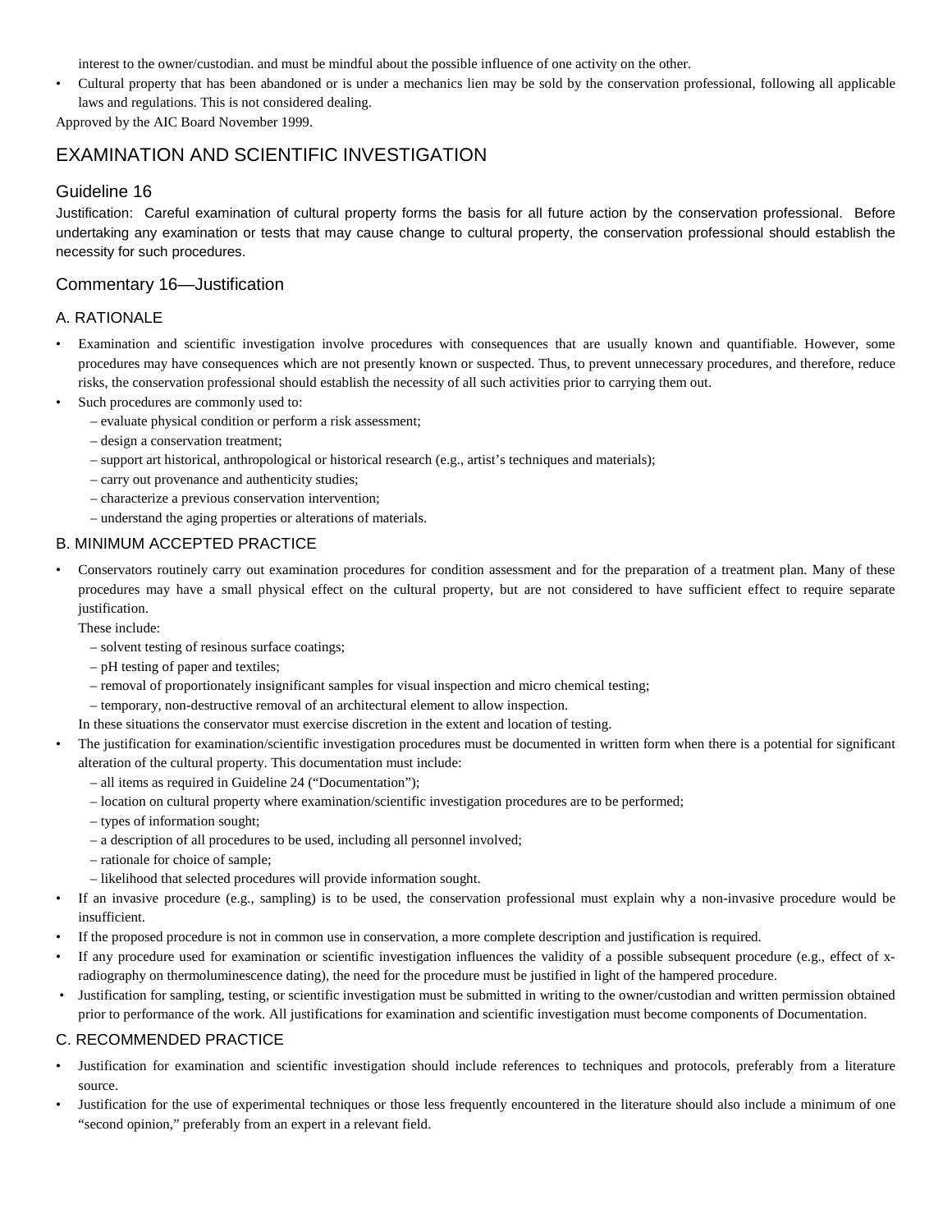interest to the owner/custodian. and must be mindful about the possible influence of one activity on the other.

- Cultural property that has been abandoned or is under a mechanics lien may be sold by the conservation professional, following all applicable laws and regulations. This is not considered dealing.

Approved by the AIC Board November 1999.

# EXAMINATION AND SCIENTIFIC INVESTIGATION

## Guideline 16

Justification: Careful examination of cultural property forms the basis for all future action by the conservation professional. Before undertaking any examination or tests that may cause change to cultural property, the conservation professional should establish the necessity for such procedures.

## Commentary 16—Justification

### A. RATIONALE

- Examination and scientific investigation involve procedures with consequences that are usually known and quantifiable. However, some procedures may have consequences which are not presently known or suspected. Thus, to prevent unnecessary procedures, and therefore, reduce risks, the conservation professional should establish the necessity of all such activities prior to carrying them out.
- Such procedures are commonly used to:
  - – evaluate physical condition or perform a risk assessment;
  - – design a conservation treatment;
  - – support art historical, anthropological or historical research (e.g., artist's techniques and materials);
  - – carry out provenance and authenticity studies;
  - – characterize a previous conservation intervention;
  - – understand the aging properties or alterations of materials.

### B. MINIMUM ACCEPTED PRACTICE

- Conservators routinely carry out examination procedures for condition assessment and for the preparation of a treatment plan. Many of these procedures may have a small physical effect on the cultural property, but are not considered to have sufficient effect to require separate justification.

  These include:
  - – solvent testing of resinous surface coatings;
  - – pH testing of paper and textiles;
  - – removal of proportionately insignificant samples for visual inspection and micro chemical testing;
  - – temporary, non-destructive removal of an architectural element to allow inspection.

  In these situations the conservator must exercise discretion in the extent and location of testing.
- The justification for examination/scientific investigation procedures must be documented in written form when there is a potential for significant alteration of the cultural property. This documentation must include:
  - – all items as required in Guideline 24 ("Documentation");
  - – location on cultural property where examination/scientific investigation procedures are to be performed;
  - – types of information sought;
  - – a description of all procedures to be used, including all personnel involved;
  - – rationale for choice of sample;
  - – likelihood that selected procedures will provide information sought.
- If an invasive procedure (e.g., sampling) is to be used, the conservation professional must explain why a non-invasive procedure would be insufficient.
- If the proposed procedure is not in common use in conservation, a more complete description and justification is required.
- If any procedure used for examination or scientific investigation influences the validity of a possible subsequent procedure (e.g., effect of x-radiography on thermoluminescence dating), the need for the procedure must be justified in light of the hampered procedure.
- Justification for sampling, testing, or scientific investigation must be submitted in writing to the owner/custodian and written permission obtained prior to performance of the work. All justifications for examination and scientific investigation must become components of Documentation.

### C. RECOMMENDED PRACTICE

- Justification for examination and scientific investigation should include references to techniques and protocols, preferably from a literature source.
- Justification for the use of experimental techniques or those less frequently encountered in the literature should also include a minimum of one "second opinion," preferably from an expert in a relevant field.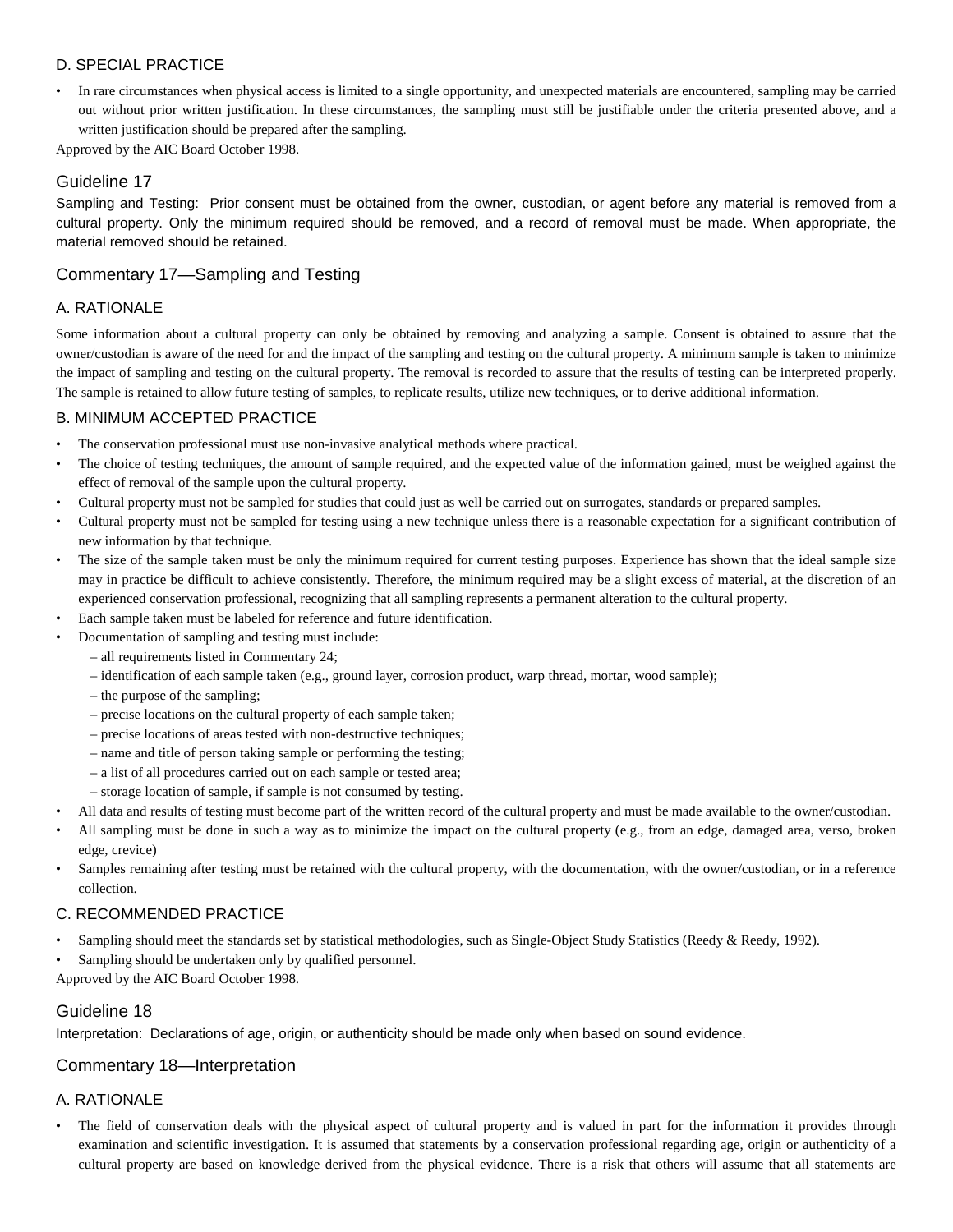### D. SPECIAL PRACTICE

- In rare circumstances when physical access is limited to a single opportunity, and unexpected materials are encountered, sampling may be carried out without prior written justification. In these circumstances, the sampling must still be justifiable under the criteria presented above, and a written justification should be prepared after the sampling.

Approved by the AIC Board October 1998.

## Guideline 17

Sampling and Testing: Prior consent must be obtained from the owner, custodian, or agent before any material is removed from a cultural property. Only the minimum required should be removed, and a record of removal must be made. When appropriate, the material removed should be retained.

## Commentary 17—Sampling and Testing

### A. RATIONALE

Some information about a cultural property can only be obtained by removing and analyzing a sample. Consent is obtained to assure that the owner/custodian is aware of the need for and the impact of the sampling and testing on the cultural property. A minimum sample is taken to minimize the impact of sampling and testing on the cultural property. The removal is recorded to assure that the results of testing can be interpreted properly. The sample is retained to allow future testing of samples, to replicate results, utilize new techniques, or to derive additional information.

### B. MINIMUM ACCEPTED PRACTICE

- The conservation professional must use non-invasive analytical methods where practical.
- The choice of testing techniques, the amount of sample required, and the expected value of the information gained, must be weighed against the effect of removal of the sample upon the cultural property.
- Cultural property must not be sampled for studies that could just as well be carried out on surrogates, standards or prepared samples.
- Cultural property must not be sampled for testing using a new technique unless there is a reasonable expectation for a significant contribution of new information by that technique.
- The size of the sample taken must be only the minimum required for current testing purposes. Experience has shown that the ideal sample size may in practice be difficult to achieve consistently. Therefore, the minimum required may be a slight excess of material, at the discretion of an experienced conservation professional, recognizing that all sampling represents a permanent alteration to the cultural property.
- Each sample taken must be labeled for reference and future identification.
- Documentation of sampling and testing must include:
  - all requirements listed in Commentary 24;
  - identification of each sample taken (e.g., ground layer, corrosion product, warp thread, mortar, wood sample);
  - the purpose of the sampling;
  - precise locations on the cultural property of each sample taken;
  - precise locations of areas tested with non-destructive techniques;
  - name and title of person taking sample or performing the testing;
  - a list of all procedures carried out on each sample or tested area;
  - storage location of sample, if sample is not consumed by testing.
- All data and results of testing must become part of the written record of the cultural property and must be made available to the owner/custodian.
- All sampling must be done in such a way as to minimize the impact on the cultural property (e.g., from an edge, damaged area, verso, broken edge, crevice)
- Samples remaining after testing must be retained with the cultural property, with the documentation, with the owner/custodian, or in a reference collection.

### C. RECOMMENDED PRACTICE

- Sampling should meet the standards set by statistical methodologies, such as Single-Object Study Statistics (Reedy & Reedy, 1992).
- Sampling should be undertaken only by qualified personnel.

Approved by the AIC Board October 1998.

## Guideline 18

Interpretation: Declarations of age, origin, or authenticity should be made only when based on sound evidence.

## Commentary 18—Interpretation

### A. RATIONALE

- The field of conservation deals with the physical aspect of cultural property and is valued in part for the information it provides through examination and scientific investigation. It is assumed that statements by a conservation professional regarding age, origin or authenticity of a cultural property are based on knowledge derived from the physical evidence. There is a risk that others will assume that all statements are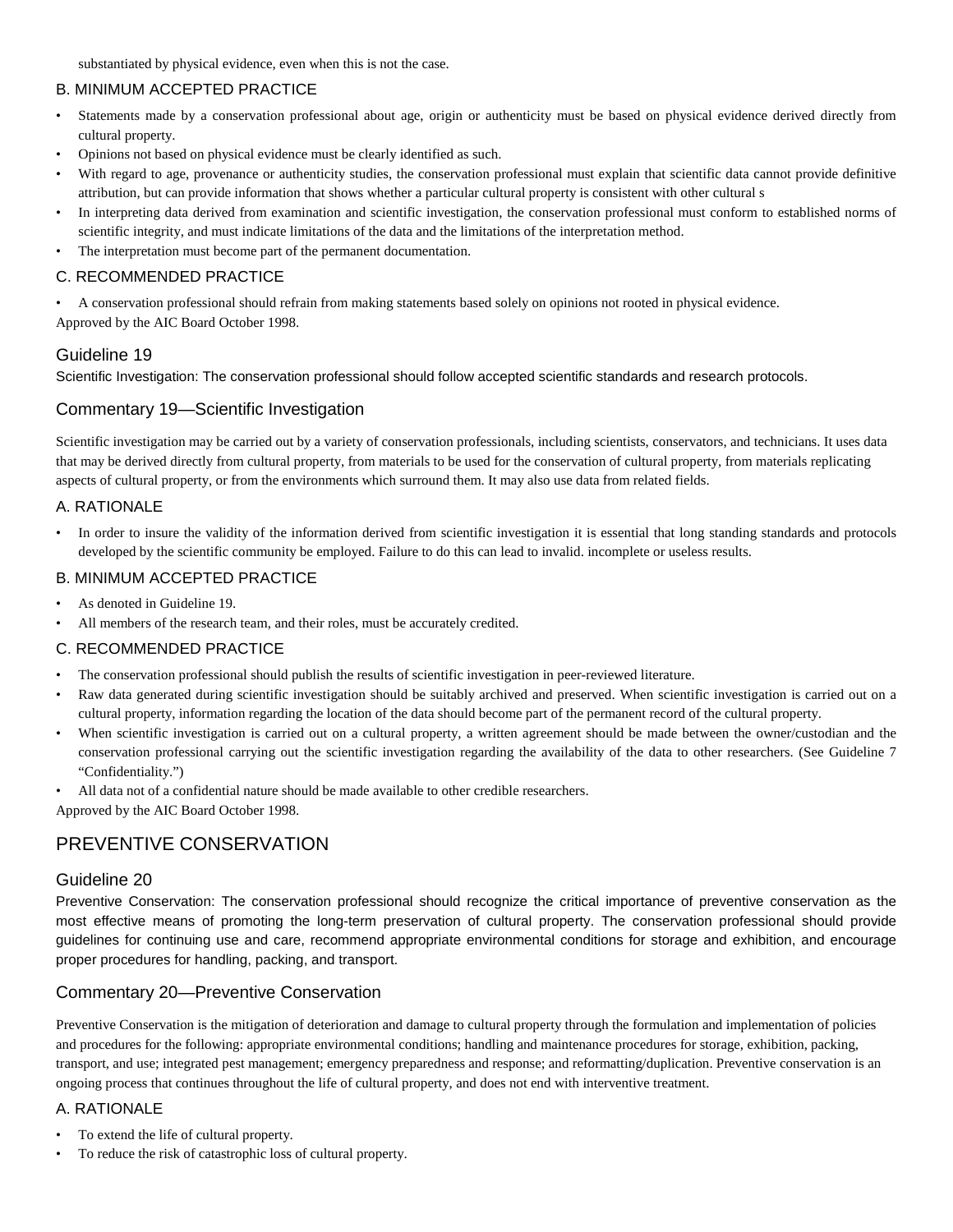substantiated by physical evidence, even when this is not the case.

### B. MINIMUM ACCEPTED PRACTICE

- Statements made by a conservation professional about age, origin or authenticity must be based on physical evidence derived directly from cultural property.
- Opinions not based on physical evidence must be clearly identified as such.
- With regard to age, provenance or authenticity studies, the conservation professional must explain that scientific data cannot provide definitive attribution, but can provide information that shows whether a particular cultural property is consistent with other cultural s
- In interpreting data derived from examination and scientific investigation, the conservation professional must conform to established norms of scientific integrity, and must indicate limitations of the data and the limitations of the interpretation method.
- The interpretation must become part of the permanent documentation.

### C. RECOMMENDED PRACTICE

- A conservation professional should refrain from making statements based solely on opinions not rooted in physical evidence.

Approved by the AIC Board October 1998.

## Guideline 19

Scientific Investigation: The conservation professional should follow accepted scientific standards and research protocols.

## Commentary 19—Scientific Investigation

Scientific investigation may be carried out by a variety of conservation professionals, including scientists, conservators, and technicians. It uses data that may be derived directly from cultural property, from materials to be used for the conservation of cultural property, from materials replicating aspects of cultural property, or from the environments which surround them. It may also use data from related fields.

### A. RATIONALE

- In order to insure the validity of the information derived from scientific investigation it is essential that long standing standards and protocols developed by the scientific community be employed. Failure to do this can lead to invalid. incomplete or useless results.

### B. MINIMUM ACCEPTED PRACTICE

- As denoted in Guideline 19.
- All members of the research team, and their roles, must be accurately credited.

### C. RECOMMENDED PRACTICE

- The conservation professional should publish the results of scientific investigation in peer-reviewed literature.
- Raw data generated during scientific investigation should be suitably archived and preserved. When scientific investigation is carried out on a cultural property, information regarding the location of the data should become part of the permanent record of the cultural property.
- When scientific investigation is carried out on a cultural property, a written agreement should be made between the owner/custodian and the conservation professional carrying out the scientific investigation regarding the availability of the data to other researchers. (See Guideline 7 "Confidentiality.")
- All data not of a confidential nature should be made available to other credible researchers.

Approved by the AIC Board October 1998.

# PREVENTIVE CONSERVATION

## Guideline 20

Preventive Conservation: The conservation professional should recognize the critical importance of preventive conservation as the most effective means of promoting the long-term preservation of cultural property. The conservation professional should provide guidelines for continuing use and care, recommend appropriate environmental conditions for storage and exhibition, and encourage proper procedures for handling, packing, and transport.

## Commentary 20—Preventive Conservation

Preventive Conservation is the mitigation of deterioration and damage to cultural property through the formulation and implementation of policies and procedures for the following: appropriate environmental conditions; handling and maintenance procedures for storage, exhibition, packing, transport, and use; integrated pest management; emergency preparedness and response; and reformatting/duplication. Preventive conservation is an ongoing process that continues throughout the life of cultural property, and does not end with interventive treatment.

### A. RATIONALE

- To extend the life of cultural property.
- To reduce the risk of catastrophic loss of cultural property.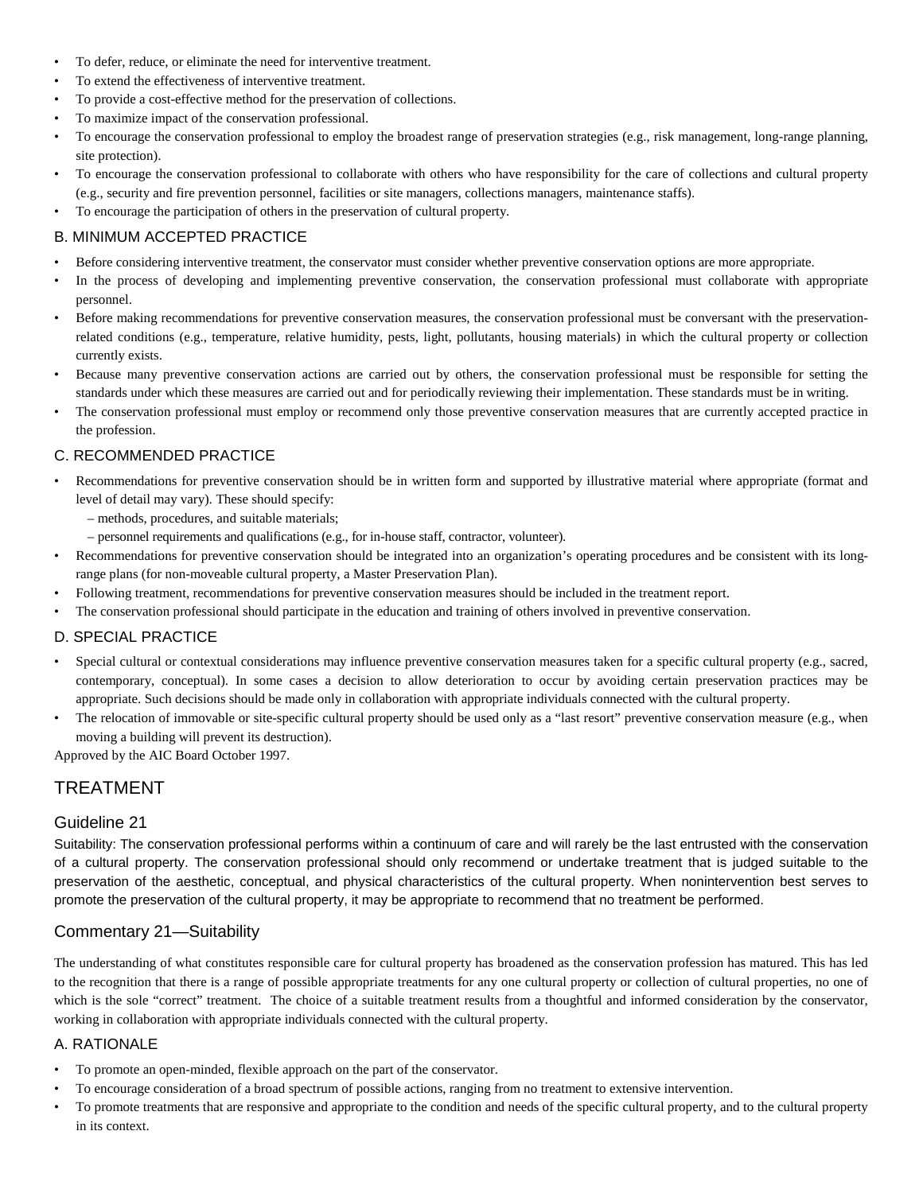- To defer, reduce, or eliminate the need for interventive treatment.
- To extend the effectiveness of interventive treatment.
- To provide a cost-effective method for the preservation of collections.
- To maximize impact of the conservation professional.
- To encourage the conservation professional to employ the broadest range of preservation strategies (e.g., risk management, long-range planning, site protection).
- To encourage the conservation professional to collaborate with others who have responsibility for the care of collections and cultural property (e.g., security and fire prevention personnel, facilities or site managers, collections managers, maintenance staffs).
- To encourage the participation of others in the preservation of cultural property.

### B. MINIMUM ACCEPTED PRACTICE

- Before considering interventive treatment, the conservator must consider whether preventive conservation options are more appropriate.
- In the process of developing and implementing preventive conservation, the conservation professional must collaborate with appropriate personnel.
- Before making recommendations for preventive conservation measures, the conservation professional must be conversant with the preservation-related conditions (e.g., temperature, relative humidity, pests, light, pollutants, housing materials) in which the cultural property or collection currently exists.
- Because many preventive conservation actions are carried out by others, the conservation professional must be responsible for setting the standards under which these measures are carried out and for periodically reviewing their implementation. These standards must be in writing.
- The conservation professional must employ or recommend only those preventive conservation measures that are currently accepted practice in the profession.

### C. RECOMMENDED PRACTICE

- Recommendations for preventive conservation should be in written form and supported by illustrative material where appropriate (format and level of detail may vary). These should specify:
  - methods, procedures, and suitable materials;
  - personnel requirements and qualifications (e.g., for in-house staff, contractor, volunteer).
- Recommendations for preventive conservation should be integrated into an organization's operating procedures and be consistent with its long-range plans (for non-moveable cultural property, a Master Preservation Plan).
- Following treatment, recommendations for preventive conservation measures should be included in the treatment report.
- The conservation professional should participate in the education and training of others involved in preventive conservation.

### D. SPECIAL PRACTICE

- Special cultural or contextual considerations may influence preventive conservation measures taken for a specific cultural property (e.g., sacred, contemporary, conceptual). In some cases a decision to allow deterioration to occur by avoiding certain preservation practices may be appropriate. Such decisions should be made only in collaboration with appropriate individuals connected with the cultural property.
- The relocation of immovable or site-specific cultural property should be used only as a "last resort" preventive conservation measure (e.g., when moving a building will prevent its destruction).

Approved by the AIC Board October 1997.

# TREATMENT

## Guideline 21

Suitability: The conservation professional performs within a continuum of care and will rarely be the last entrusted with the conservation of a cultural property. The conservation professional should only recommend or undertake treatment that is judged suitable to the preservation of the aesthetic, conceptual, and physical characteristics of the cultural property. When nonintervention best serves to promote the preservation of the cultural property, it may be appropriate to recommend that no treatment be performed.

## Commentary 21—Suitability

The understanding of what constitutes responsible care for cultural property has broadened as the conservation profession has matured. This has led to the recognition that there is a range of possible appropriate treatments for any one cultural property or collection of cultural properties, no one of which is the sole "correct" treatment. The choice of a suitable treatment results from a thoughtful and informed consideration by the conservator, working in collaboration with appropriate individuals connected with the cultural property.

### A. RATIONALE

- To promote an open-minded, flexible approach on the part of the conservator.
- To encourage consideration of a broad spectrum of possible actions, ranging from no treatment to extensive intervention.
- To promote treatments that are responsive and appropriate to the condition and needs of the specific cultural property, and to the cultural property in its context.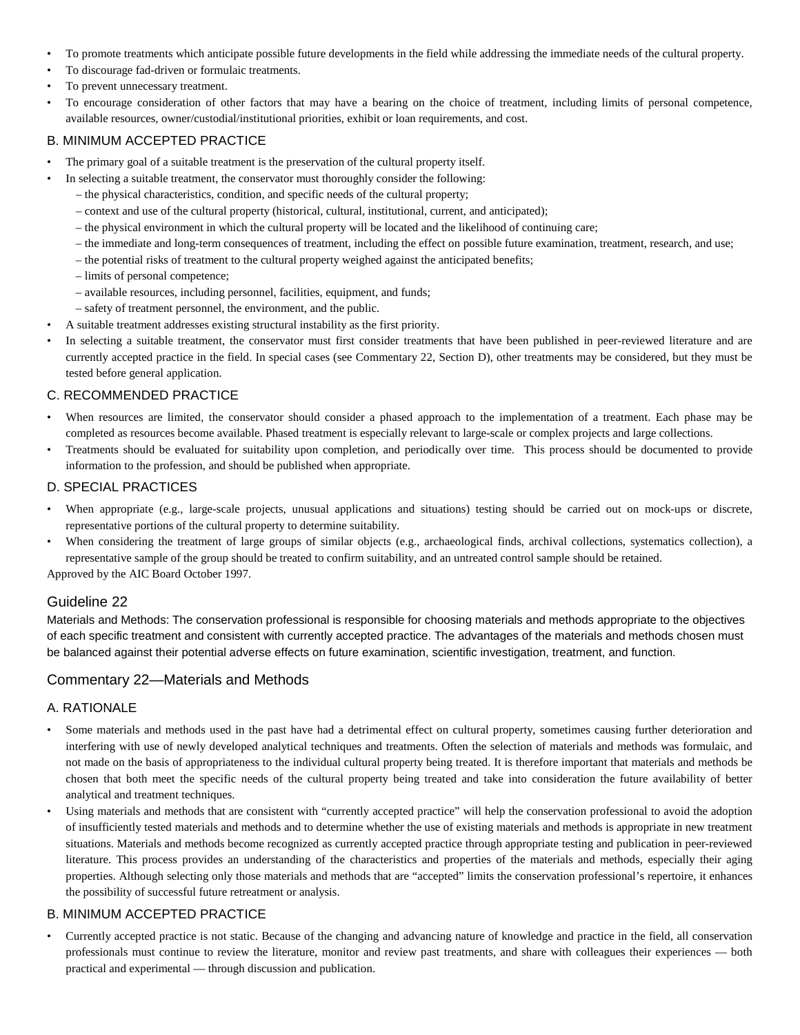- To promote treatments which anticipate possible future developments in the field while addressing the immediate needs of the cultural property.
- To discourage fad-driven or formulaic treatments.
- To prevent unnecessary treatment.
- To encourage consideration of other factors that may have a bearing on the choice of treatment, including limits of personal competence, available resources, owner/custodial/institutional priorities, exhibit or loan requirements, and cost.

### B. MINIMUM ACCEPTED PRACTICE

- The primary goal of a suitable treatment is the preservation of the cultural property itself.
- In selecting a suitable treatment, the conservator must thoroughly consider the following:
  - – the physical characteristics, condition, and specific needs of the cultural property;
  - – context and use of the cultural property (historical, cultural, institutional, current, and anticipated);
  - – the physical environment in which the cultural property will be located and the likelihood of continuing care;
  - – the immediate and long-term consequences of treatment, including the effect on possible future examination, treatment, research, and use;
  - – the potential risks of treatment to the cultural property weighed against the anticipated benefits;
  - – limits of personal competence;
  - – available resources, including personnel, facilities, equipment, and funds;
  - – safety of treatment personnel, the environment, and the public.
- A suitable treatment addresses existing structural instability as the first priority.
- In selecting a suitable treatment, the conservator must first consider treatments that have been published in peer-reviewed literature and are currently accepted practice in the field. In special cases (see Commentary 22, Section D), other treatments may be considered, but they must be tested before general application.

### C. RECOMMENDED PRACTICE

- When resources are limited, the conservator should consider a phased approach to the implementation of a treatment. Each phase may be completed as resources become available. Phased treatment is especially relevant to large-scale or complex projects and large collections.
- Treatments should be evaluated for suitability upon completion, and periodically over time. This process should be documented to provide information to the profession, and should be published when appropriate.

### D. SPECIAL PRACTICES

- When appropriate (e.g., large-scale projects, unusual applications and situations) testing should be carried out on mock-ups or discrete, representative portions of the cultural property to determine suitability.
- When considering the treatment of large groups of similar objects (e.g., archaeological finds, archival collections, systematics collection), a representative sample of the group should be treated to confirm suitability, and an untreated control sample should be retained.

Approved by the AIC Board October 1997.

## Guideline 22

Materials and Methods: The conservation professional is responsible for choosing materials and methods appropriate to the objectives of each specific treatment and consistent with currently accepted practice. The advantages of the materials and methods chosen must be balanced against their potential adverse effects on future examination, scientific investigation, treatment, and function.

## Commentary 22—Materials and Methods

### A. RATIONALE

- Some materials and methods used in the past have had a detrimental effect on cultural property, sometimes causing further deterioration and interfering with use of newly developed analytical techniques and treatments. Often the selection of materials and methods was formulaic, and not made on the basis of appropriateness to the individual cultural property being treated. It is therefore important that materials and methods be chosen that both meet the specific needs of the cultural property being treated and take into consideration the future availability of better analytical and treatment techniques.
- Using materials and methods that are consistent with "currently accepted practice" will help the conservation professional to avoid the adoption of insufficiently tested materials and methods and to determine whether the use of existing materials and methods is appropriate in new treatment situations. Materials and methods become recognized as currently accepted practice through appropriate testing and publication in peer-reviewed literature. This process provides an understanding of the characteristics and properties of the materials and methods, especially their aging properties. Although selecting only those materials and methods that are "accepted" limits the conservation professional's repertoire, it enhances the possibility of successful future retreatment or analysis.

### B. MINIMUM ACCEPTED PRACTICE

- Currently accepted practice is not static. Because of the changing and advancing nature of knowledge and practice in the field, all conservation professionals must continue to review the literature, monitor and review past treatments, and share with colleagues their experiences — both practical and experimental — through discussion and publication.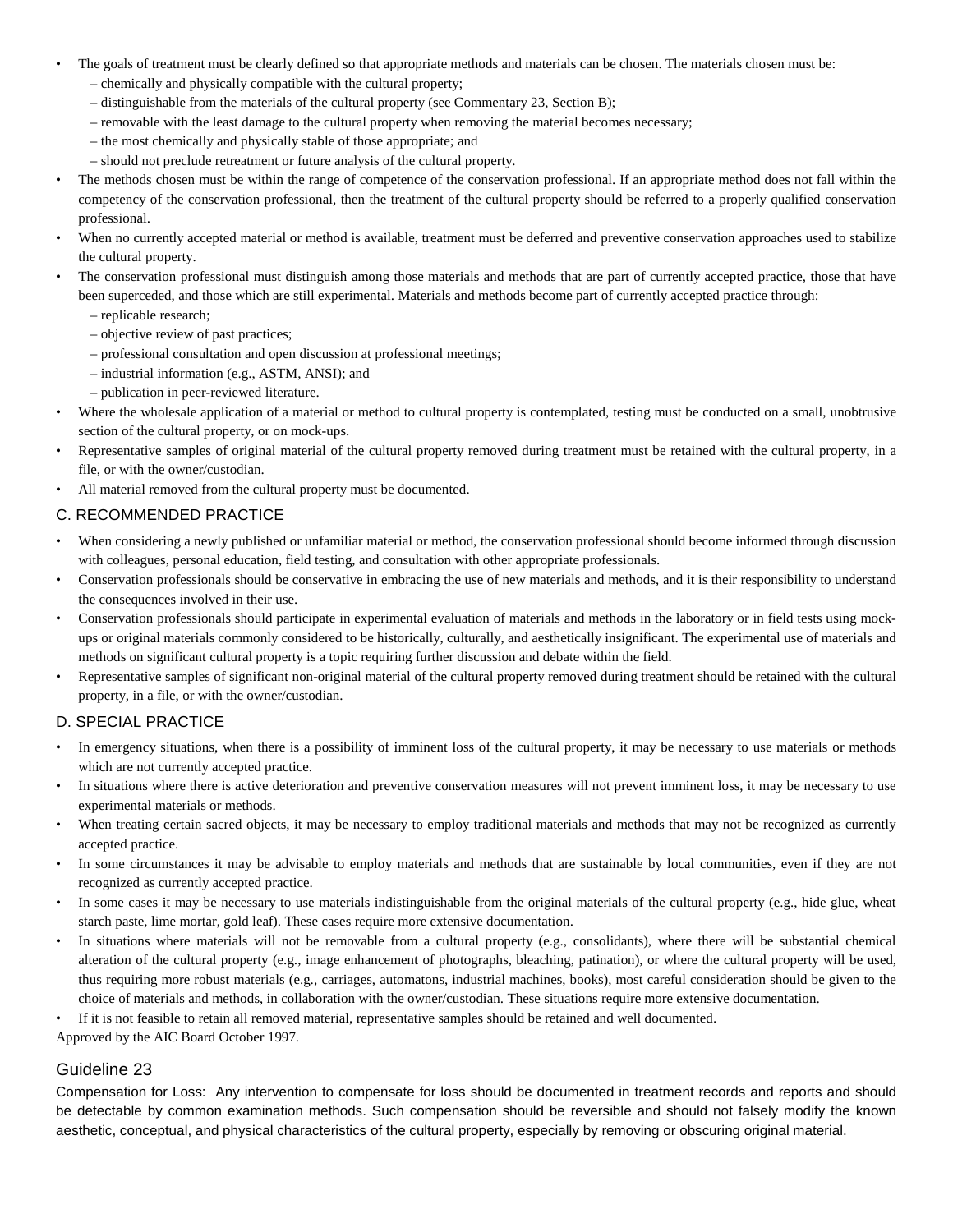- The goals of treatment must be clearly defined so that appropriate methods and materials can be chosen. The materials chosen must be:
  - – chemically and physically compatible with the cultural property;
  - – distinguishable from the materials of the cultural property (see Commentary 23, Section B);
  - – removable with the least damage to the cultural property when removing the material becomes necessary;
  - – the most chemically and physically stable of those appropriate; and
  - – should not preclude retreatment or future analysis of the cultural property.
- The methods chosen must be within the range of competence of the conservation professional. If an appropriate method does not fall within the competency of the conservation professional, then the treatment of the cultural property should be referred to a properly qualified conservation professional.
- When no currently accepted material or method is available, treatment must be deferred and preventive conservation approaches used to stabilize the cultural property.
- The conservation professional must distinguish among those materials and methods that are part of currently accepted practice, those that have been superceded, and those which are still experimental. Materials and methods become part of currently accepted practice through:
  - – replicable research;
  - – objective review of past practices;
  - – professional consultation and open discussion at professional meetings;
  - – industrial information (e.g., ASTM, ANSI); and
  - – publication in peer-reviewed literature.
- Where the wholesale application of a material or method to cultural property is contemplated, testing must be conducted on a small, unobtrusive section of the cultural property, or on mock-ups.
- Representative samples of original material of the cultural property removed during treatment must be retained with the cultural property, in a file, or with the owner/custodian.
- All material removed from the cultural property must be documented.

### C. RECOMMENDED PRACTICE

- When considering a newly published or unfamiliar material or method, the conservation professional should become informed through discussion with colleagues, personal education, field testing, and consultation with other appropriate professionals.
- Conservation professionals should be conservative in embracing the use of new materials and methods, and it is their responsibility to understand the consequences involved in their use.
- Conservation professionals should participate in experimental evaluation of materials and methods in the laboratory or in field tests using mock-ups or original materials commonly considered to be historically, culturally, and aesthetically insignificant. The experimental use of materials and methods on significant cultural property is a topic requiring further discussion and debate within the field.
- Representative samples of significant non-original material of the cultural property removed during treatment should be retained with the cultural property, in a file, or with the owner/custodian.

### D. SPECIAL PRACTICE

- In emergency situations, when there is a possibility of imminent loss of the cultural property, it may be necessary to use materials or methods which are not currently accepted practice.
- In situations where there is active deterioration and preventive conservation measures will not prevent imminent loss, it may be necessary to use experimental materials or methods.
- When treating certain sacred objects, it may be necessary to employ traditional materials and methods that may not be recognized as currently accepted practice.
- In some circumstances it may be advisable to employ materials and methods that are sustainable by local communities, even if they are not recognized as currently accepted practice.
- In some cases it may be necessary to use materials indistinguishable from the original materials of the cultural property (e.g., hide glue, wheat starch paste, lime mortar, gold leaf). These cases require more extensive documentation.
- In situations where materials will not be removable from a cultural property (e.g., consolidants), where there will be substantial chemical alteration of the cultural property (e.g., image enhancement of photographs, bleaching, patination), or where the cultural property will be used, thus requiring more robust materials (e.g., carriages, automatons, industrial machines, books), most careful consideration should be given to the choice of materials and methods, in collaboration with the owner/custodian. These situations require more extensive documentation.
- If it is not feasible to retain all removed material, representative samples should be retained and well documented.

Approved by the AIC Board October 1997.

## Guideline 23

Compensation for Loss: Any intervention to compensate for loss should be documented in treatment records and reports and should be detectable by common examination methods. Such compensation should be reversible and should not falsely modify the known aesthetic, conceptual, and physical characteristics of the cultural property, especially by removing or obscuring original material.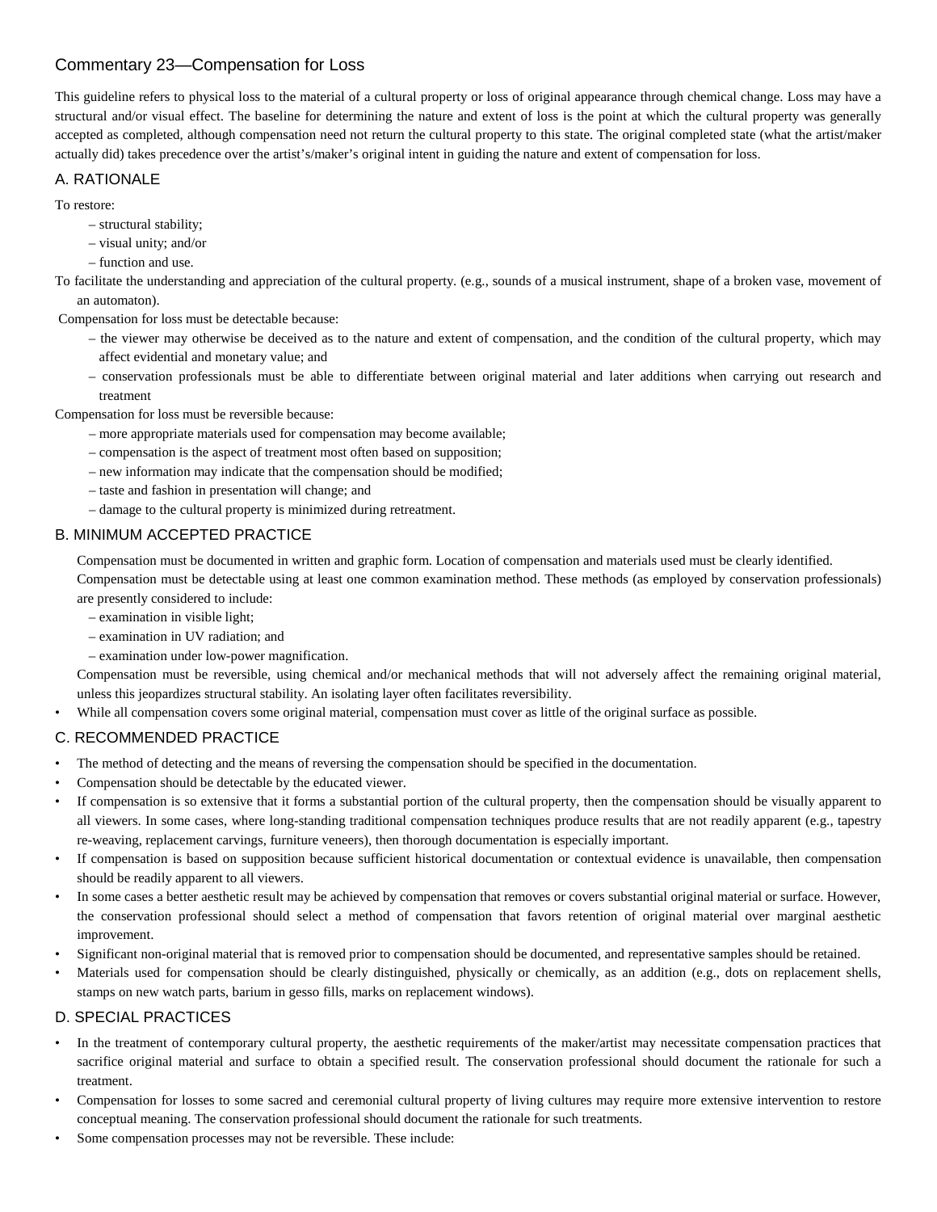## Commentary 23—Compensation for Loss

This guideline refers to physical loss to the material of a cultural property or loss of original appearance through chemical change. Loss may have a structural and/or visual effect. The baseline for determining the nature and extent of loss is the point at which the cultural property was generally accepted as completed, although compensation need not return the cultural property to this state. The original completed state (what the artist/maker actually did) takes precedence over the artist's/maker's original intent in guiding the nature and extent of compensation for loss.

### A. RATIONALE

To restore:

- – structural stability;
- – visual unity; and/or
- – function and use.

To facilitate the understanding and appreciation of the cultural property. (e.g., sounds of a musical instrument, shape of a broken vase, movement of an automaton).

Compensation for loss must be detectable because:

- – the viewer may otherwise be deceived as to the nature and extent of compensation, and the condition of the cultural property, which may affect evidential and monetary value; and
- – conservation professionals must be able to differentiate between original material and later additions when carrying out research and treatment

Compensation for loss must be reversible because:

- – more appropriate materials used for compensation may become available;
- – compensation is the aspect of treatment most often based on supposition;
- – new information may indicate that the compensation should be modified;
- – taste and fashion in presentation will change; and
- – damage to the cultural property is minimized during retreatment.

### B. MINIMUM ACCEPTED PRACTICE

Compensation must be documented in written and graphic form. Location of compensation and materials used must be clearly identified.

Compensation must be detectable using at least one common examination method. These methods (as employed by conservation professionals) are presently considered to include:

- – examination in visible light;
- – examination in UV radiation; and
- – examination under low-power magnification.

Compensation must be reversible, using chemical and/or mechanical methods that will not adversely affect the remaining original material, unless this jeopardizes structural stability. An isolating layer often facilitates reversibility.

- While all compensation covers some original material, compensation must cover as little of the original surface as possible.

### C. RECOMMENDED PRACTICE

- The method of detecting and the means of reversing the compensation should be specified in the documentation.
- Compensation should be detectable by the educated viewer.
- If compensation is so extensive that it forms a substantial portion of the cultural property, then the compensation should be visually apparent to all viewers. In some cases, where long-standing traditional compensation techniques produce results that are not readily apparent (e.g., tapestry re-weaving, replacement carvings, furniture veneers), then thorough documentation is especially important.
- If compensation is based on supposition because sufficient historical documentation or contextual evidence is unavailable, then compensation should be readily apparent to all viewers.
- In some cases a better aesthetic result may be achieved by compensation that removes or covers substantial original material or surface. However, the conservation professional should select a method of compensation that favors retention of original material over marginal aesthetic improvement.
- Significant non-original material that is removed prior to compensation should be documented, and representative samples should be retained.
- Materials used for compensation should be clearly distinguished, physically or chemically, as an addition (e.g., dots on replacement shells, stamps on new watch parts, barium in gesso fills, marks on replacement windows).

### D. SPECIAL PRACTICES

- In the treatment of contemporary cultural property, the aesthetic requirements of the maker/artist may necessitate compensation practices that sacrifice original material and surface to obtain a specified result. The conservation professional should document the rationale for such a treatment.
- Compensation for losses to some sacred and ceremonial cultural property of living cultures may require more extensive intervention to restore conceptual meaning. The conservation professional should document the rationale for such treatments.
- Some compensation processes may not be reversible. These include: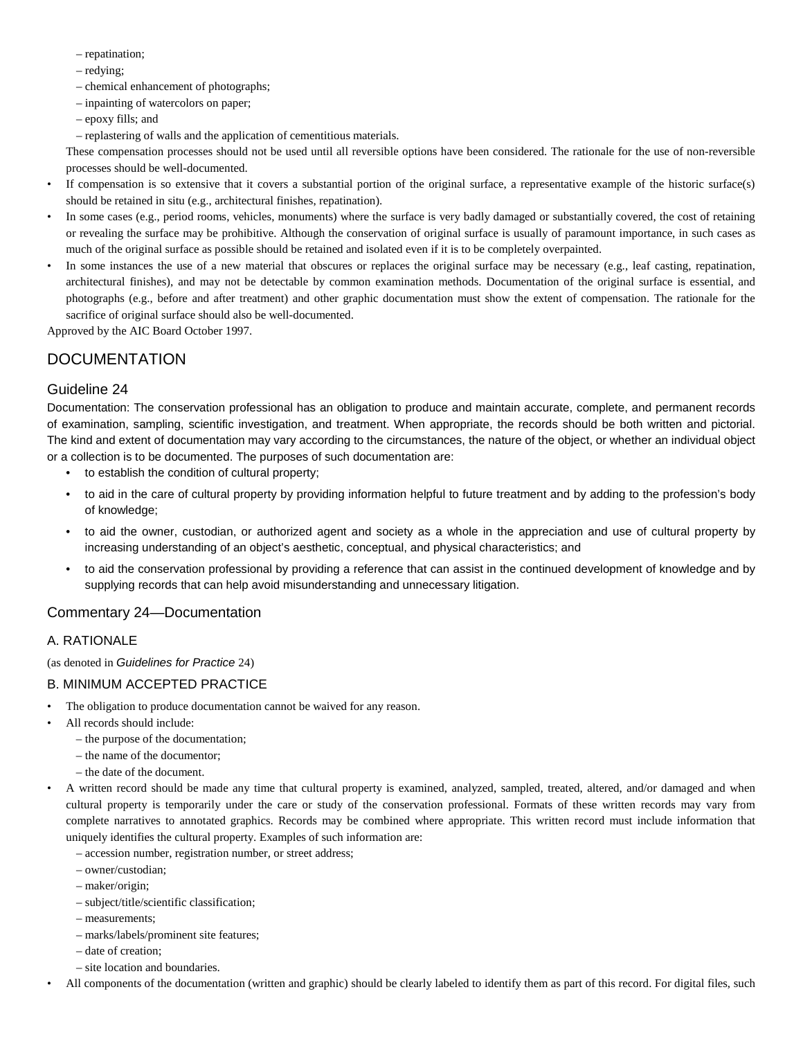– repatination;
  – redying;
  – chemical enhancement of photographs;
  – inpainting of watercolors on paper;
  – epoxy fills; and
  – replastering of walls and the application of cementitious materials.

  These compensation processes should not be used until all reversible options have been considered. The rationale for the use of non-reversible processes should be well-documented.

- If compensation is so extensive that it covers a substantial portion of the original surface, a representative example of the historic surface(s) should be retained in situ (e.g., architectural finishes, repatination).
- In some cases (e.g., period rooms, vehicles, monuments) where the surface is very badly damaged or substantially covered, the cost of retaining or revealing the surface may be prohibitive. Although the conservation of original surface is usually of paramount importance, in such cases as much of the original surface as possible should be retained and isolated even if it is to be completely overpainted.
- In some instances the use of a new material that obscures or replaces the original surface may be necessary (e.g., leaf casting, repatination, architectural finishes), and may not be detectable by common examination methods. Documentation of the original surface is essential, and photographs (e.g., before and after treatment) and other graphic documentation must show the extent of compensation. The rationale for the sacrifice of original surface should also be well-documented.

Approved by the AIC Board October 1997.

# DOCUMENTATION

## Guideline 24

Documentation: The conservation professional has an obligation to produce and maintain accurate, complete, and permanent records of examination, sampling, scientific investigation, and treatment. When appropriate, the records should be both written and pictorial. The kind and extent of documentation may vary according to the circumstances, the nature of the object, or whether an individual object or a collection is to be documented. The purposes of such documentation are:

- to establish the condition of cultural property;
- to aid in the care of cultural property by providing information helpful to future treatment and by adding to the profession's body of knowledge;
- to aid the owner, custodian, or authorized agent and society as a whole in the appreciation and use of cultural property by increasing understanding of an object's aesthetic, conceptual, and physical characteristics; and
- to aid the conservation professional by providing a reference that can assist in the continued development of knowledge and by supplying records that can help avoid misunderstanding and unnecessary litigation.

## Commentary 24—Documentation

### A. RATIONALE

(as denoted in *Guidelines for Practice* 24)

### B. MINIMUM ACCEPTED PRACTICE

- The obligation to produce documentation cannot be waived for any reason.
- All records should include:
  – the purpose of the documentation;
  – the name of the documentor;
  – the date of the document.
- A written record should be made any time that cultural property is examined, analyzed, sampled, treated, altered, and/or damaged and when cultural property is temporarily under the care or study of the conservation professional. Formats of these written records may vary from complete narratives to annotated graphics. Records may be combined where appropriate. This written record must include information that uniquely identifies the cultural property. Examples of such information are:
  – accession number, registration number, or street address;
  – owner/custodian;
  – maker/origin;
  – subject/title/scientific classification;
  – measurements;
  – marks/labels/prominent site features;
  – date of creation;
  – site location and boundaries.
- All components of the documentation (written and graphic) should be clearly labeled to identify them as part of this record. For digital files, such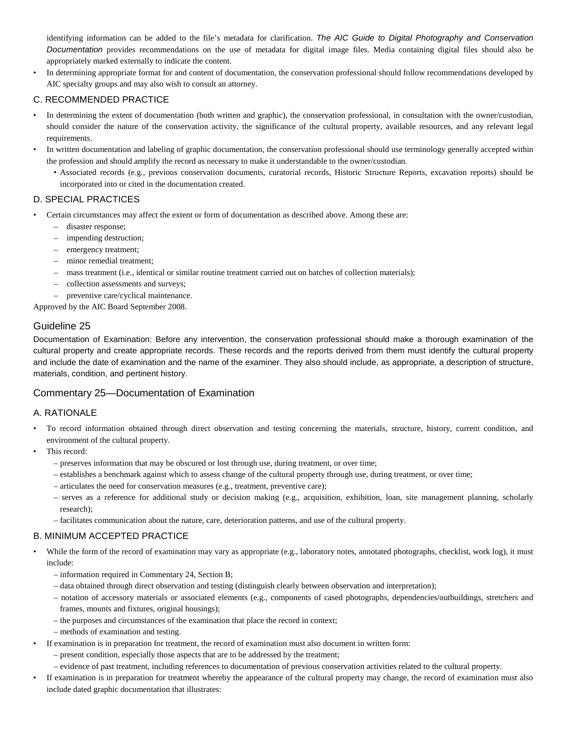identifying information can be added to the file's metadata for clarification. *The AIC Guide to Digital Photography and Conservation Documentation* provides recommendations on the use of metadata for digital image files. Media containing digital files should also be appropriately marked externally to indicate the content.

- In determining appropriate format for and content of documentation, the conservation professional should follow recommendations developed by AIC specialty groups and may also wish to consult an attorney.

### C. RECOMMENDED PRACTICE

- In determining the extent of documentation (both written and graphic), the conservation professional, in consultation with the owner/custodian, should consider the nature of the conservation activity, the significance of the cultural property, available resources, and any relevant legal requirements.
- In written documentation and labeling of graphic documentation, the conservation professional should use terminology generally accepted within the profession and should amplify the record as necessary to make it understandable to the owner/custodian.
  - Associated records (e.g., previous conservation documents, curatorial records, Historic Structure Reports, excavation reports) should be incorporated into or cited in the documentation created.

### D. SPECIAL PRACTICES

- Certain circumstances may affect the extent or form of documentation as described above. Among these are:
  - disaster response;
  - impending destruction;
  - emergency treatment;
  - minor remedial treatment;
  - mass treatment (i.e., identical or similar routine treatment carried out on batches of collection materials);
  - collection assessments and surveys;
  - preventive care/cyclical maintenance.

Approved by the AIC Board September 2008.

## Guideline 25

Documentation of Examination: Before any intervention, the conservation professional should make a thorough examination of the cultural property and create appropriate records. These records and the reports derived from them must identify the cultural property and include the date of examination and the name of the examiner. They also should include, as appropriate, a description of structure, materials, condition, and pertinent history.

## Commentary 25—Documentation of Examination

### A. RATIONALE

- To record information obtained through direct observation and testing concerning the materials, structure, history, current condition, and environment of the cultural property.
- This record:
  - preserves information that may be obscured or lost through use, during treatment, or over time;
  - establishes a benchmark against which to assess change of the cultural property through use, during treatment, or over time;
  - articulates the need for conservation measures (e.g., treatment, preventive care);
  - serves as a reference for additional study or decision making (e.g., acquisition, exhibition, loan, site management planning, scholarly research);
  - facilitates communication about the nature, care, deterioration patterns, and use of the cultural property.

### B. MINIMUM ACCEPTED PRACTICE

- While the form of the record of examination may vary as appropriate (e.g., laboratory notes, annotated photographs, checklist, work log), it must include:
  - information required in Commentary 24, Section B;
  - data obtained through direct observation and testing (distinguish clearly between observation and interpretation);
  - notation of accessory materials or associated elements (e.g., components of cased photographs, dependencies/outbuildings, stretchers and frames, mounts and fixtures, original housings);
  - the purposes and circumstances of the examination that place the record in context;
  - methods of examination and testing.
- If examination is in preparation for treatment, the record of examination must also document in written form:
  - present condition, especially those aspects that are to be addressed by the treatment;
  - evidence of past treatment, including references to documentation of previous conservation activities related to the cultural property.
- If examination is in preparation for treatment whereby the appearance of the cultural property may change, the record of examination must also include dated graphic documentation that illustrates: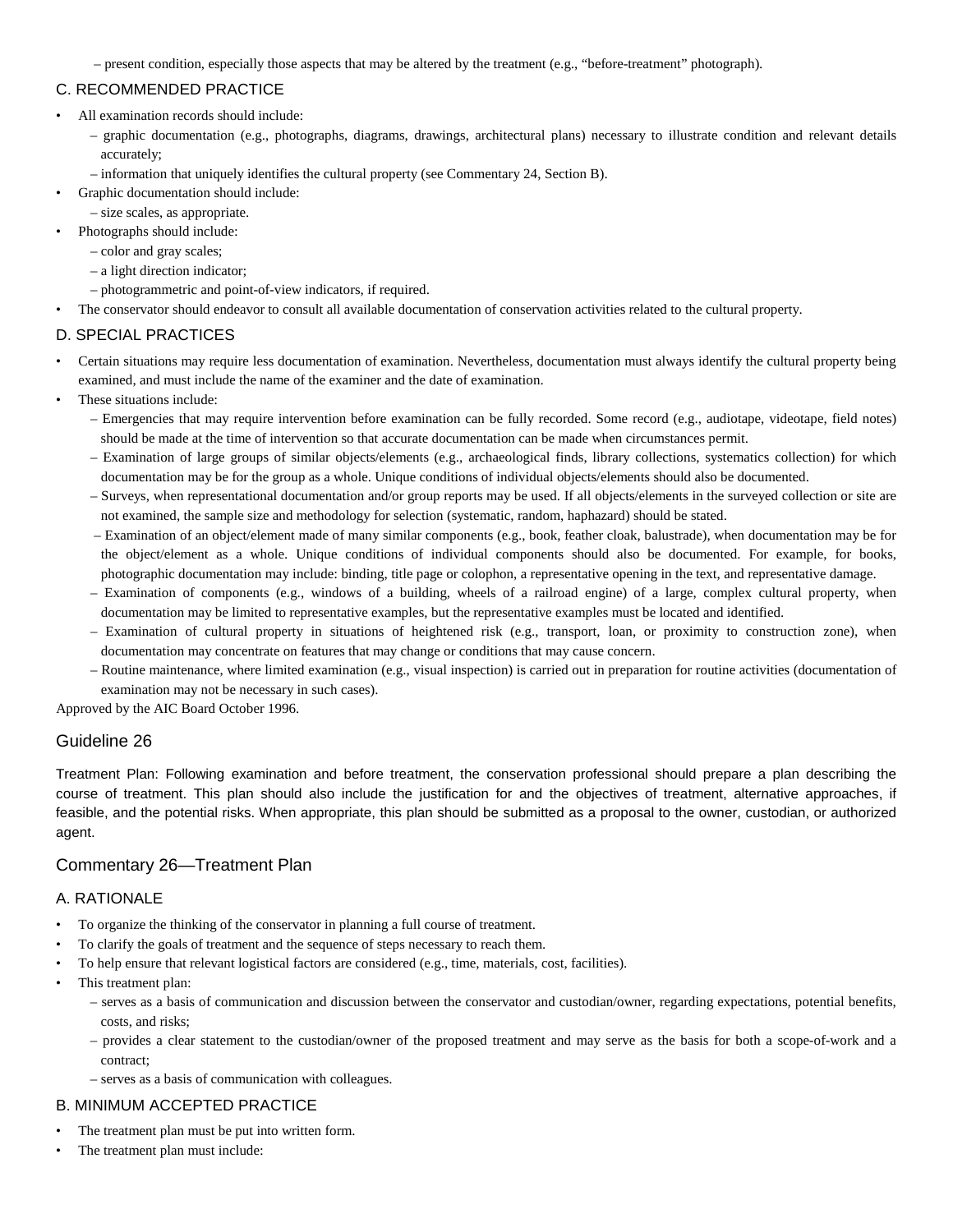– present condition, especially those aspects that may be altered by the treatment (e.g., “before-treatment” photograph).

### C. RECOMMENDED PRACTICE

- All examination records should include:
  - – graphic documentation (e.g., photographs, diagrams, drawings, architectural plans) necessary to illustrate condition and relevant details accurately;
  - – information that uniquely identifies the cultural property (see Commentary 24, Section B).
- Graphic documentation should include:
  - – size scales, as appropriate.
- Photographs should include:
  - – color and gray scales;
  - – a light direction indicator;
  - – photogrammetric and point-of-view indicators, if required.
- The conservator should endeavor to consult all available documentation of conservation activities related to the cultural property.

### D. SPECIAL PRACTICES

- Certain situations may require less documentation of examination. Nevertheless, documentation must always identify the cultural property being examined, and must include the name of the examiner and the date of examination.
- These situations include:
  - – Emergencies that may require intervention before examination can be fully recorded. Some record (e.g., audiotape, videotape, field notes) should be made at the time of intervention so that accurate documentation can be made when circumstances permit.
  - – Examination of large groups of similar objects/elements (e.g., archaeological finds, library collections, systematics collection) for which documentation may be for the group as a whole. Unique conditions of individual objects/elements should also be documented.
  - – Surveys, when representational documentation and/or group reports may be used. If all objects/elements in the surveyed collection or site are not examined, the sample size and methodology for selection (systematic, random, haphazard) should be stated.
  - – Examination of an object/element made of many similar components (e.g., book, feather cloak, balustrade), when documentation may be for the object/element as a whole. Unique conditions of individual components should also be documented. For example, for books, photographic documentation may include: binding, title page or colophon, a representative opening in the text, and representative damage.
  - – Examination of components (e.g., windows of a building, wheels of a railroad engine) of a large, complex cultural property, when documentation may be limited to representative examples, but the representative examples must be located and identified.
  - – Examination of cultural property in situations of heightened risk (e.g., transport, loan, or proximity to construction zone), when documentation may concentrate on features that may change or conditions that may cause concern.
  - – Routine maintenance, where limited examination (e.g., visual inspection) is carried out in preparation for routine activities (documentation of examination may not be necessary in such cases).

Approved by the AIC Board October 1996.

## Guideline 26

Treatment Plan: Following examination and before treatment, the conservation professional should prepare a plan describing the course of treatment. This plan should also include the justification for and the objectives of treatment, alternative approaches, if feasible, and the potential risks. When appropriate, this plan should be submitted as a proposal to the owner, custodian, or authorized agent.

## Commentary 26—Treatment Plan

### A. RATIONALE

- To organize the thinking of the conservator in planning a full course of treatment.
- To clarify the goals of treatment and the sequence of steps necessary to reach them.
- To help ensure that relevant logistical factors are considered (e.g., time, materials, cost, facilities).
- This treatment plan:
  - – serves as a basis of communication and discussion between the conservator and custodian/owner, regarding expectations, potential benefits, costs, and risks;
  - – provides a clear statement to the custodian/owner of the proposed treatment and may serve as the basis for both a scope-of-work and a contract;
  - – serves as a basis of communication with colleagues.

### B. MINIMUM ACCEPTED PRACTICE

- The treatment plan must be put into written form.
- The treatment plan must include: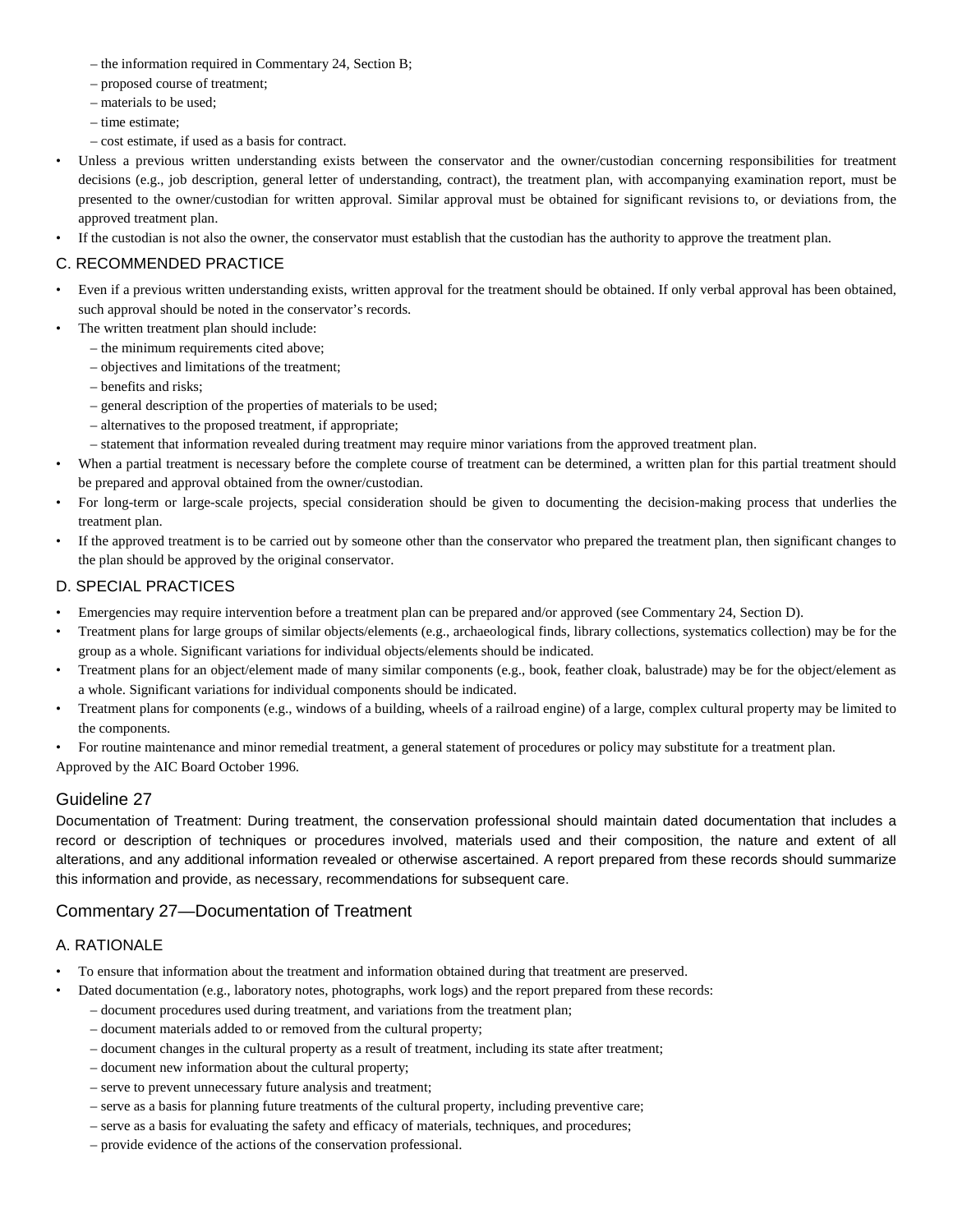– the information required in Commentary 24, Section B;
  – proposed course of treatment;
  – materials to be used;
  – time estimate;
  – cost estimate, if used as a basis for contract.
- Unless a previous written understanding exists between the conservator and the owner/custodian concerning responsibilities for treatment decisions (e.g., job description, general letter of understanding, contract), the treatment plan, with accompanying examination report, must be presented to the owner/custodian for written approval. Similar approval must be obtained for significant revisions to, or deviations from, the approved treatment plan.
- If the custodian is not also the owner, the conservator must establish that the custodian has the authority to approve the treatment plan.

### C. RECOMMENDED PRACTICE

- Even if a previous written understanding exists, written approval for the treatment should be obtained. If only verbal approval has been obtained, such approval should be noted in the conservator's records.
- The written treatment plan should include:
  – the minimum requirements cited above;
  – objectives and limitations of the treatment;
  – benefits and risks;
  – general description of the properties of materials to be used;
  – alternatives to the proposed treatment, if appropriate;
  – statement that information revealed during treatment may require minor variations from the approved treatment plan.
- When a partial treatment is necessary before the complete course of treatment can be determined, a written plan for this partial treatment should be prepared and approval obtained from the owner/custodian.
- For long-term or large-scale projects, special consideration should be given to documenting the decision-making process that underlies the treatment plan.
- If the approved treatment is to be carried out by someone other than the conservator who prepared the treatment plan, then significant changes to the plan should be approved by the original conservator.

### D. SPECIAL PRACTICES

- Emergencies may require intervention before a treatment plan can be prepared and/or approved (see Commentary 24, Section D).
- Treatment plans for large groups of similar objects/elements (e.g., archaeological finds, library collections, systematics collection) may be for the group as a whole. Significant variations for individual objects/elements should be indicated.
- Treatment plans for an object/element made of many similar components (e.g., book, feather cloak, balustrade) may be for the object/element as a whole. Significant variations for individual components should be indicated.
- Treatment plans for components (e.g., windows of a building, wheels of a railroad engine) of a large, complex cultural property may be limited to the components.
- For routine maintenance and minor remedial treatment, a general statement of procedures or policy may substitute for a treatment plan.

Approved by the AIC Board October 1996.

## Guideline 27

Documentation of Treatment: During treatment, the conservation professional should maintain dated documentation that includes a record or description of techniques or procedures involved, materials used and their composition, the nature and extent of all alterations, and any additional information revealed or otherwise ascertained. A report prepared from these records should summarize this information and provide, as necessary, recommendations for subsequent care.

## Commentary 27—Documentation of Treatment

### A. RATIONALE

- To ensure that information about the treatment and information obtained during that treatment are preserved.
- Dated documentation (e.g., laboratory notes, photographs, work logs) and the report prepared from these records:
  – document procedures used during treatment, and variations from the treatment plan;
  – document materials added to or removed from the cultural property;
  – document changes in the cultural property as a result of treatment, including its state after treatment;
  – document new information about the cultural property;
  – serve to prevent unnecessary future analysis and treatment;
  – serve as a basis for planning future treatments of the cultural property, including preventive care;
  – serve as a basis for evaluating the safety and efficacy of materials, techniques, and procedures;
  – provide evidence of the actions of the conservation professional.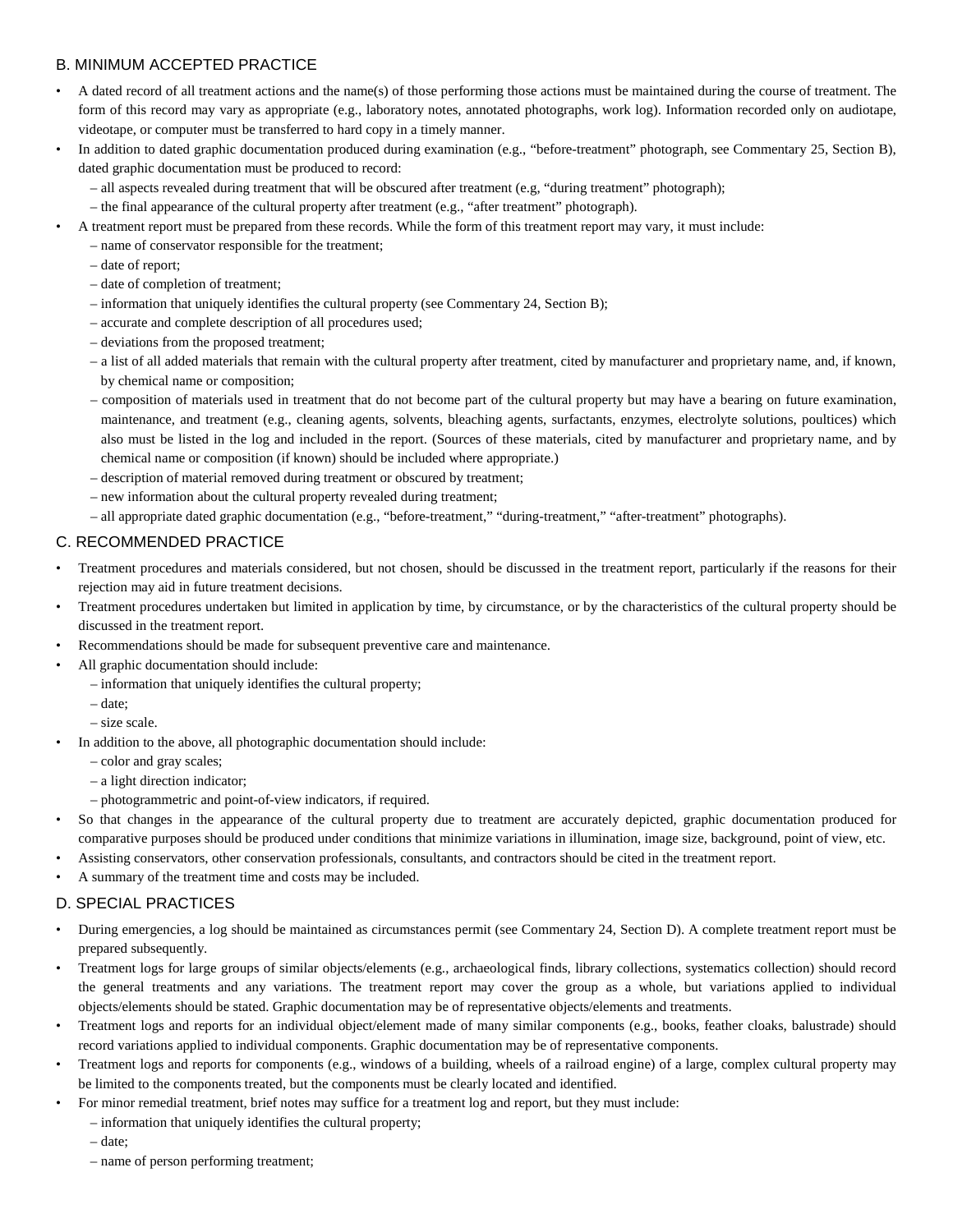## B. MINIMUM ACCEPTED PRACTICE

- A dated record of all treatment actions and the name(s) of those performing those actions must be maintained during the course of treatment. The form of this record may vary as appropriate (e.g., laboratory notes, annotated photographs, work log). Information recorded only on audiotape, videotape, or computer must be transferred to hard copy in a timely manner.
- In addition to dated graphic documentation produced during examination (e.g., "before-treatment" photograph, see Commentary 25, Section B), dated graphic documentation must be produced to record:
  - – all aspects revealed during treatment that will be obscured after treatment (e.g, "during treatment" photograph);
  - – the final appearance of the cultural property after treatment (e.g., "after treatment" photograph).
- A treatment report must be prepared from these records. While the form of this treatment report may vary, it must include:
  - – name of conservator responsible for the treatment;
  - – date of report;
  - – date of completion of treatment;
  - – information that uniquely identifies the cultural property (see Commentary 24, Section B);
  - – accurate and complete description of all procedures used;
  - – deviations from the proposed treatment;
  - – a list of all added materials that remain with the cultural property after treatment, cited by manufacturer and proprietary name, and, if known, by chemical name or composition;
  - – composition of materials used in treatment that do not become part of the cultural property but may have a bearing on future examination, maintenance, and treatment (e.g., cleaning agents, solvents, bleaching agents, surfactants, enzymes, electrolyte solutions, poultices) which also must be listed in the log and included in the report. (Sources of these materials, cited by manufacturer and proprietary name, and by chemical name or composition (if known) should be included where appropriate.)
  - – description of material removed during treatment or obscured by treatment;
  - – new information about the cultural property revealed during treatment;
  - – all appropriate dated graphic documentation (e.g., "before-treatment," "during-treatment," "after-treatment" photographs).

## C. RECOMMENDED PRACTICE

- Treatment procedures and materials considered, but not chosen, should be discussed in the treatment report, particularly if the reasons for their rejection may aid in future treatment decisions.
- Treatment procedures undertaken but limited in application by time, by circumstance, or by the characteristics of the cultural property should be discussed in the treatment report.
- Recommendations should be made for subsequent preventive care and maintenance.
- All graphic documentation should include:
  - – information that uniquely identifies the cultural property;
  - – date;
  - – size scale.
- In addition to the above, all photographic documentation should include:
  - – color and gray scales;
  - – a light direction indicator;
  - – photogrammetric and point-of-view indicators, if required.
- So that changes in the appearance of the cultural property due to treatment are accurately depicted, graphic documentation produced for comparative purposes should be produced under conditions that minimize variations in illumination, image size, background, point of view, etc.
- Assisting conservators, other conservation professionals, consultants, and contractors should be cited in the treatment report.
- A summary of the treatment time and costs may be included.

## D. SPECIAL PRACTICES

- During emergencies, a log should be maintained as circumstances permit (see Commentary 24, Section D). A complete treatment report must be prepared subsequently.
- Treatment logs for large groups of similar objects/elements (e.g., archaeological finds, library collections, systematics collection) should record the general treatments and any variations. The treatment report may cover the group as a whole, but variations applied to individual objects/elements should be stated. Graphic documentation may be of representative objects/elements and treatments.
- Treatment logs and reports for an individual object/element made of many similar components (e.g., books, feather cloaks, balustrade) should record variations applied to individual components. Graphic documentation may be of representative components.
- Treatment logs and reports for components (e.g., windows of a building, wheels of a railroad engine) of a large, complex cultural property may be limited to the components treated, but the components must be clearly located and identified.
- For minor remedial treatment, brief notes may suffice for a treatment log and report, but they must include:
  - – information that uniquely identifies the cultural property;
  - – date;
  - – name of person performing treatment;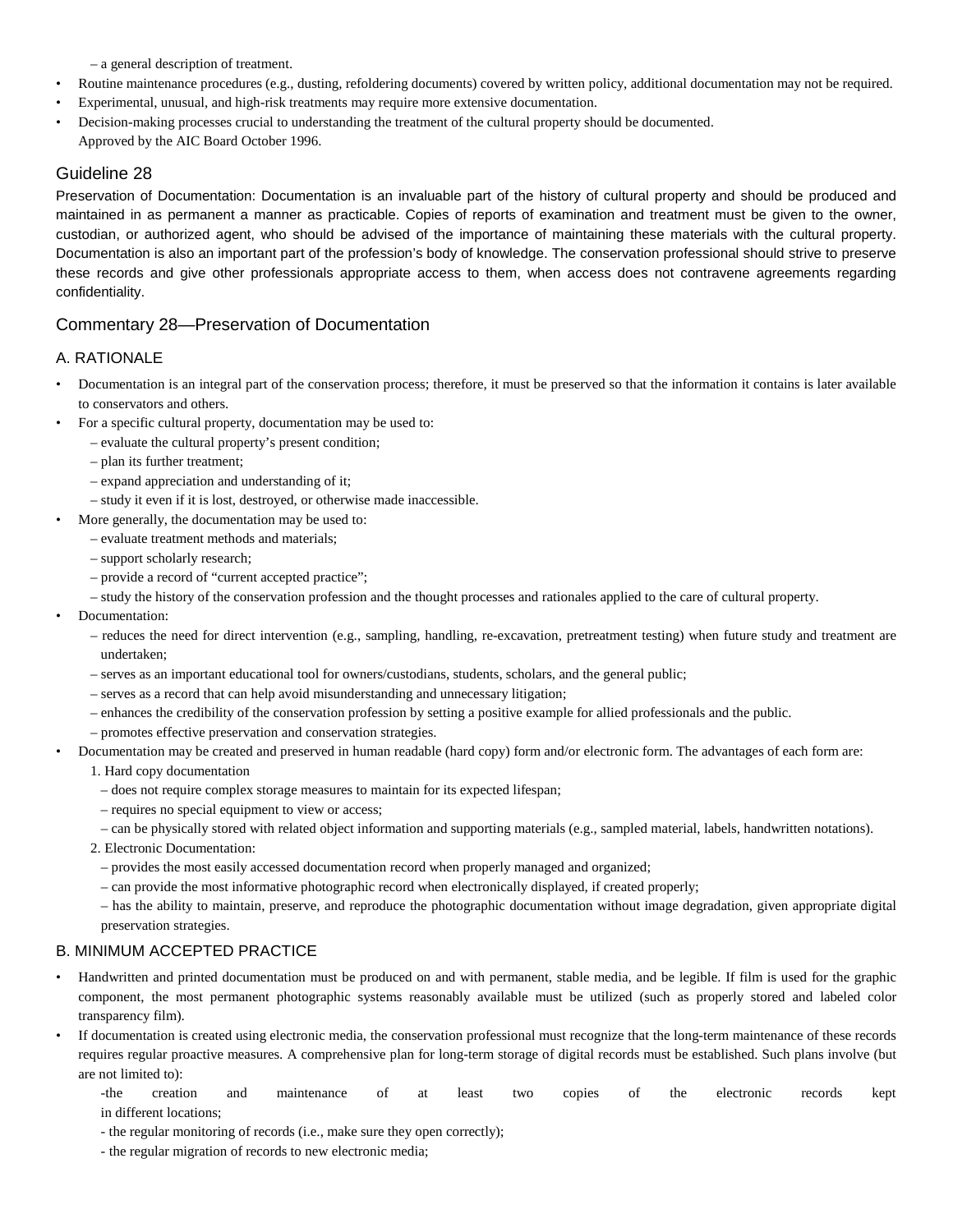– a general description of treatment.

- Routine maintenance procedures (e.g., dusting, refoldering documents) covered by written policy, additional documentation may not be required.
- Experimental, unusual, and high-risk treatments may require more extensive documentation.
- Decision-making processes crucial to understanding the treatment of the cultural property should be documented.

Approved by the AIC Board October 1996.

## Guideline 28

Preservation of Documentation: Documentation is an invaluable part of the history of cultural property and should be produced and maintained in as permanent a manner as practicable. Copies of reports of examination and treatment must be given to the owner, custodian, or authorized agent, who should be advised of the importance of maintaining these materials with the cultural property. Documentation is also an important part of the profession's body of knowledge. The conservation professional should strive to preserve these records and give other professionals appropriate access to them, when access does not contravene agreements regarding confidentiality.

## Commentary 28—Preservation of Documentation

### A. RATIONALE

- Documentation is an integral part of the conservation process; therefore, it must be preserved so that the information it contains is later available to conservators and others.
- For a specific cultural property, documentation may be used to:
  - – evaluate the cultural property's present condition;
  - – plan its further treatment;
  - – expand appreciation and understanding of it;
  - – study it even if it is lost, destroyed, or otherwise made inaccessible.
- More generally, the documentation may be used to:
  - – evaluate treatment methods and materials;
  - – support scholarly research;
  - – provide a record of "current accepted practice";
  - – study the history of the conservation profession and the thought processes and rationales applied to the care of cultural property.
- Documentation:
  - – reduces the need for direct intervention (e.g., sampling, handling, re-excavation, pretreatment testing) when future study and treatment are undertaken;
  - – serves as an important educational tool for owners/custodians, students, scholars, and the general public;
  - – serves as a record that can help avoid misunderstanding and unnecessary litigation;
  - – enhances the credibility of the conservation profession by setting a positive example for allied professionals and the public.
  - – promotes effective preservation and conservation strategies.
- Documentation may be created and preserved in human readable (hard copy) form and/or electronic form. The advantages of each form are:
  1. Hard copy documentation
     - – does not require complex storage measures to maintain for its expected lifespan;
     - – requires no special equipment to view or access;
     - – can be physically stored with related object information and supporting materials (e.g., sampled material, labels, handwritten notations).
  2. Electronic Documentation:
     - – provides the most easily accessed documentation record when properly managed and organized;
     - – can provide the most informative photographic record when electronically displayed, if created properly;
     - – has the ability to maintain, preserve, and reproduce the photographic documentation without image degradation, given appropriate digital preservation strategies.

### B. MINIMUM ACCEPTED PRACTICE

- Handwritten and printed documentation must be produced on and with permanent, stable media, and be legible. If film is used for the graphic component, the most permanent photographic systems reasonably available must be utilized (such as properly stored and labeled color transparency film).
- If documentation is created using electronic media, the conservation professional must recognize that the long-term maintenance of these records requires regular proactive measures. A comprehensive plan for long-term storage of digital records must be established. Such plans involve (but are not limited to):
  - -the creation and maintenance of at least two copies of the electronic records kept in different locations;
  - - the regular monitoring of records (i.e., make sure they open correctly);
  - - the regular migration of records to new electronic media;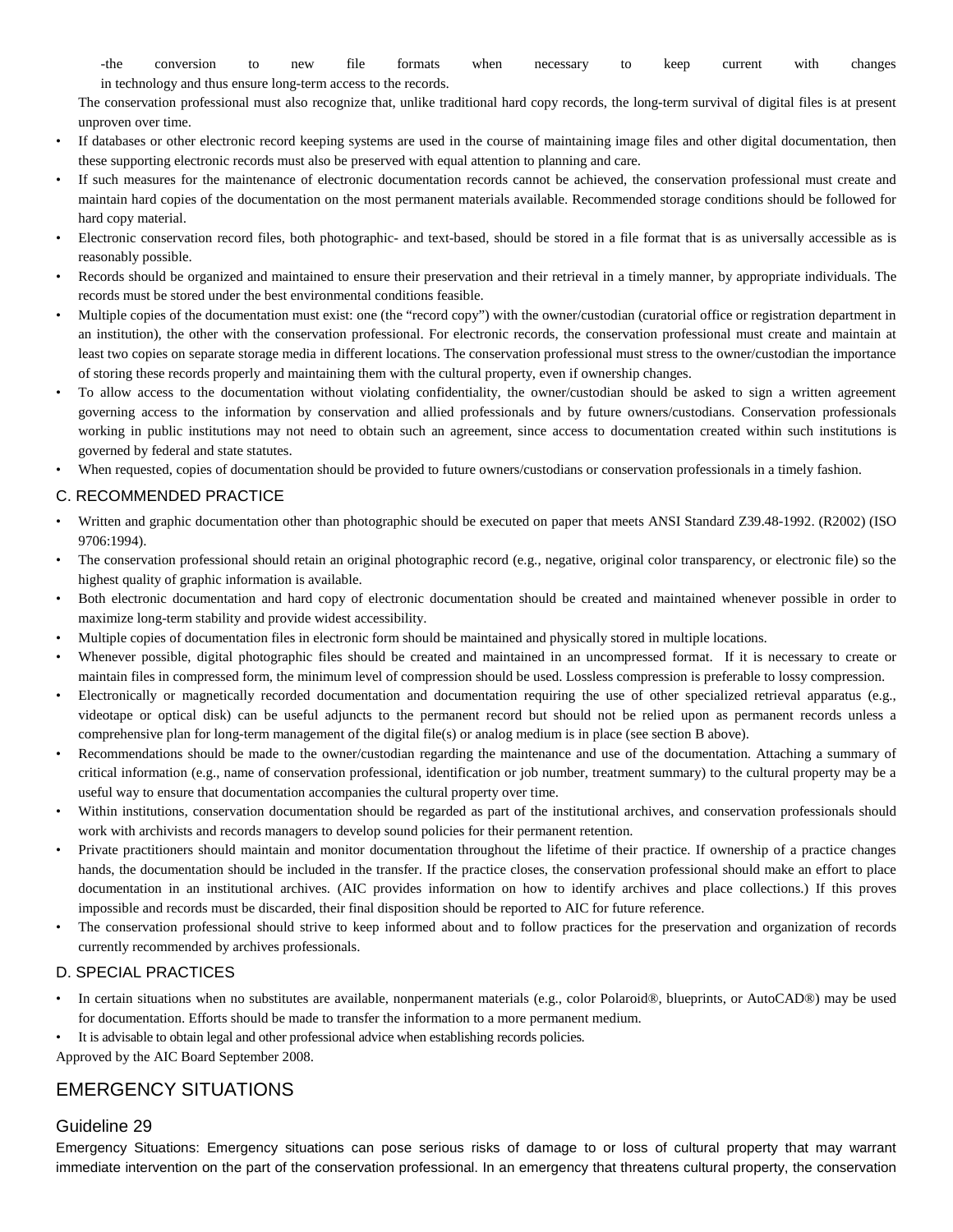-the conversion to new file formats when necessary to keep current with changes in technology and thus ensure long-term access to the records.

The conservation professional must also recognize that, unlike traditional hard copy records, the long-term survival of digital files is at present unproven over time.

- If databases or other electronic record keeping systems are used in the course of maintaining image files and other digital documentation, then these supporting electronic records must also be preserved with equal attention to planning and care.
- If such measures for the maintenance of electronic documentation records cannot be achieved, the conservation professional must create and maintain hard copies of the documentation on the most permanent materials available. Recommended storage conditions should be followed for hard copy material.
- Electronic conservation record files, both photographic- and text-based, should be stored in a file format that is as universally accessible as is reasonably possible.
- Records should be organized and maintained to ensure their preservation and their retrieval in a timely manner, by appropriate individuals. The records must be stored under the best environmental conditions feasible.
- Multiple copies of the documentation must exist: one (the "record copy") with the owner/custodian (curatorial office or registration department in an institution), the other with the conservation professional. For electronic records, the conservation professional must create and maintain at least two copies on separate storage media in different locations. The conservation professional must stress to the owner/custodian the importance of storing these records properly and maintaining them with the cultural property, even if ownership changes.
- To allow access to the documentation without violating confidentiality, the owner/custodian should be asked to sign a written agreement governing access to the information by conservation and allied professionals and by future owners/custodians. Conservation professionals working in public institutions may not need to obtain such an agreement, since access to documentation created within such institutions is governed by federal and state statutes.
- When requested, copies of documentation should be provided to future owners/custodians or conservation professionals in a timely fashion.

### C. RECOMMENDED PRACTICE

- Written and graphic documentation other than photographic should be executed on paper that meets ANSI Standard Z39.48-1992. (R2002) (ISO 9706:1994).
- The conservation professional should retain an original photographic record (e.g., negative, original color transparency, or electronic file) so the highest quality of graphic information is available.
- Both electronic documentation and hard copy of electronic documentation should be created and maintained whenever possible in order to maximize long-term stability and provide widest accessibility.
- Multiple copies of documentation files in electronic form should be maintained and physically stored in multiple locations.
- Whenever possible, digital photographic files should be created and maintained in an uncompressed format. If it is necessary to create or maintain files in compressed form, the minimum level of compression should be used. Lossless compression is preferable to lossy compression.
- Electronically or magnetically recorded documentation and documentation requiring the use of other specialized retrieval apparatus (e.g., videotape or optical disk) can be useful adjuncts to the permanent record but should not be relied upon as permanent records unless a comprehensive plan for long-term management of the digital file(s) or analog medium is in place (see section B above).
- Recommendations should be made to the owner/custodian regarding the maintenance and use of the documentation. Attaching a summary of critical information (e.g., name of conservation professional, identification or job number, treatment summary) to the cultural property may be a useful way to ensure that documentation accompanies the cultural property over time.
- Within institutions, conservation documentation should be regarded as part of the institutional archives, and conservation professionals should work with archivists and records managers to develop sound policies for their permanent retention.
- Private practitioners should maintain and monitor documentation throughout the lifetime of their practice. If ownership of a practice changes hands, the documentation should be included in the transfer. If the practice closes, the conservation professional should make an effort to place documentation in an institutional archives. (AIC provides information on how to identify archives and place collections.) If this proves impossible and records must be discarded, their final disposition should be reported to AIC for future reference.
- The conservation professional should strive to keep informed about and to follow practices for the preservation and organization of records currently recommended by archives professionals.

### D. SPECIAL PRACTICES

- In certain situations when no substitutes are available, nonpermanent materials (e.g., color Polaroid®, blueprints, or AutoCAD®) may be used for documentation. Efforts should be made to transfer the information to a more permanent medium.
- It is advisable to obtain legal and other professional advice when establishing records policies.

Approved by the AIC Board September 2008.

## EMERGENCY SITUATIONS

### Guideline 29

Emergency Situations: Emergency situations can pose serious risks of damage to or loss of cultural property that may warrant immediate intervention on the part of the conservation professional. In an emergency that threatens cultural property, the conservation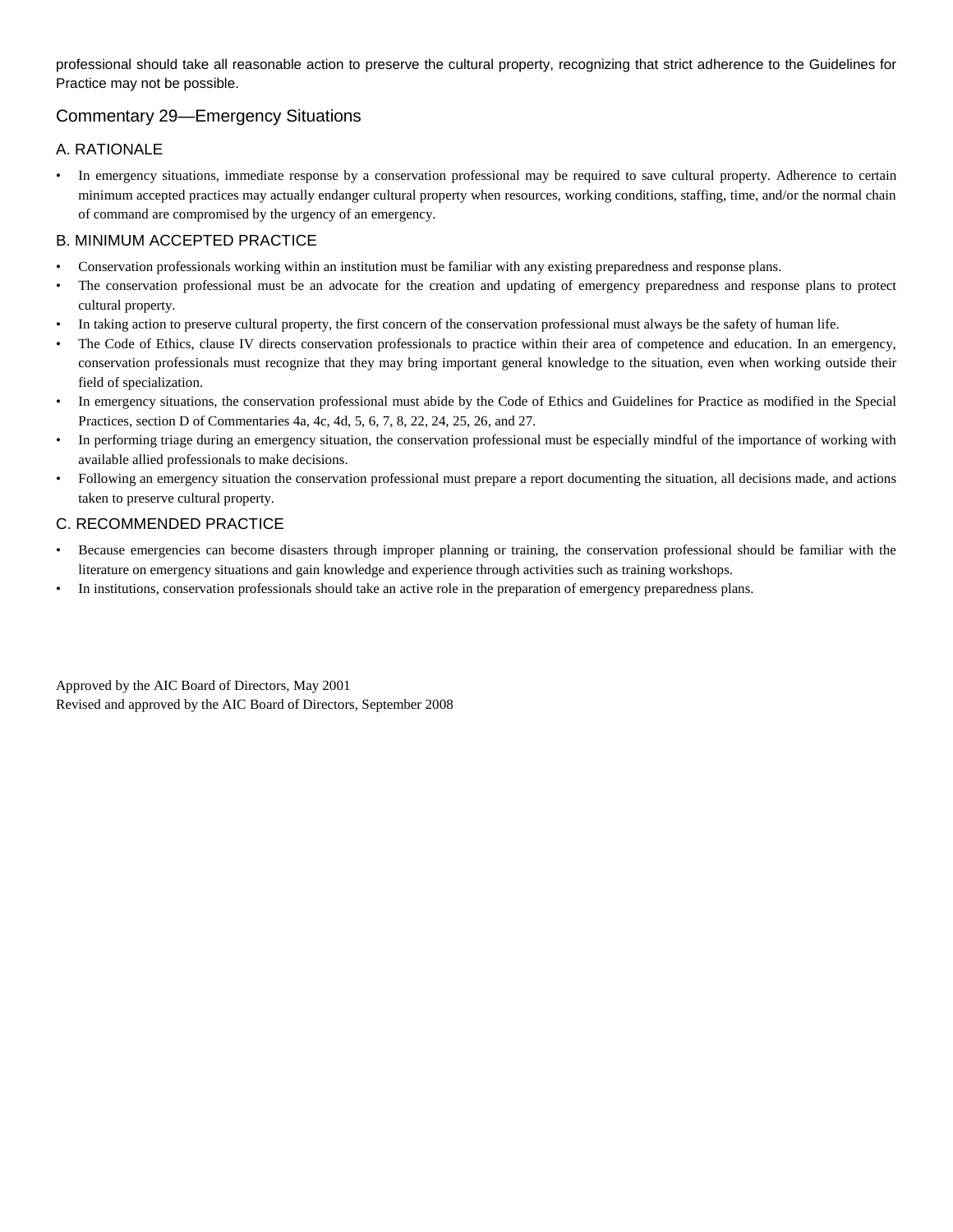professional should take all reasonable action to preserve the cultural property, recognizing that strict adherence to the Guidelines for Practice may not be possible.

## Commentary 29—Emergency Situations

### A. RATIONALE

- In emergency situations, immediate response by a conservation professional may be required to save cultural property. Adherence to certain minimum accepted practices may actually endanger cultural property when resources, working conditions, staffing, time, and/or the normal chain of command are compromised by the urgency of an emergency.

### B. MINIMUM ACCEPTED PRACTICE

- Conservation professionals working within an institution must be familiar with any existing preparedness and response plans.
- The conservation professional must be an advocate for the creation and updating of emergency preparedness and response plans to protect cultural property.
- In taking action to preserve cultural property, the first concern of the conservation professional must always be the safety of human life.
- The Code of Ethics, clause IV directs conservation professionals to practice within their area of competence and education. In an emergency, conservation professionals must recognize that they may bring important general knowledge to the situation, even when working outside their field of specialization.
- In emergency situations, the conservation professional must abide by the Code of Ethics and Guidelines for Practice as modified in the Special Practices, section D of Commentaries 4a, 4c, 4d, 5, 6, 7, 8, 22, 24, 25, 26, and 27.
- In performing triage during an emergency situation, the conservation professional must be especially mindful of the importance of working with available allied professionals to make decisions.
- Following an emergency situation the conservation professional must prepare a report documenting the situation, all decisions made, and actions taken to preserve cultural property.

### C. RECOMMENDED PRACTICE

- Because emergencies can become disasters through improper planning or training, the conservation professional should be familiar with the literature on emergency situations and gain knowledge and experience through activities such as training workshops.
- In institutions, conservation professionals should take an active role in the preparation of emergency preparedness plans.

Approved by the AIC Board of Directors, May 2001
Revised and approved by the AIC Board of Directors, September 2008